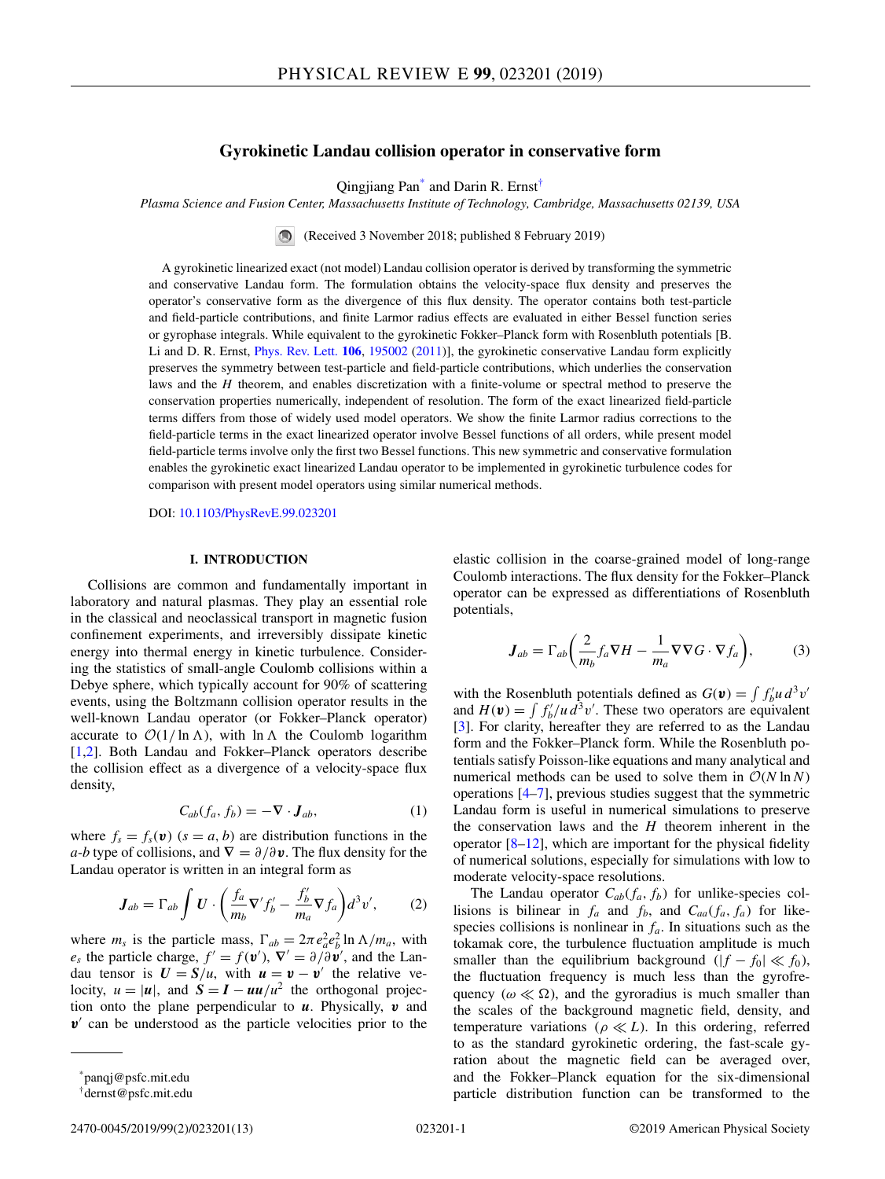# Gyrokinetic Landau collision operator in conservative form

Qingjiang Pan[*] and Darin R. Ernst[†]

*Plasma Science and Fusion Center, Massachusetts Institute of Technology, Cambridge, Massachusetts 02139, USA*

(Received 3 November 2018; published 8 February 2019)

A gyrokinetic linearized exact (not model) Landau collision operator is derived by transforming the symmetric and conservative Landau form. The formulation obtains the velocity-space flux density and preserves the operator's conservative form as the divergence of this flux density. The operator contains both test-particle and field-particle contributions, and finite Larmor radius effects are evaluated in either Bessel function series or gyrophase integrals. While equivalent to the gyrokinetic Fokker–Planck form with Rosenbluth potentials [B. Li and D. R. Ernst, Phys. Rev. Lett. **106**, 195002 (2011)], the gyrokinetic conservative Landau form explicitly preserves the symmetry between test-particle and field-particle contributions, which underlies the conservation laws and the $H$ theorem, and enables discretization with a finite-volume or spectral method to preserve the conservation properties numerically, independent of resolution. The form of the exact linearized field-particle terms differs from those of widely used model operators. We show the finite Larmor radius corrections to the field-particle terms in the exact linearized operator involve Bessel functions of all orders, while present model field-particle terms involve only the first two Bessel functions. This new symmetric and conservative formulation enables the gyrokinetic exact linearized Landau operator to be implemented in gyrokinetic turbulence codes for comparison with present model operators using similar numerical methods.

DOI: 10.1103/PhysRevE.99.023201

## I. INTRODUCTION

Collisions are common and fundamentally important in laboratory and natural plasmas. They play an essential role in the classical and neoclassical transport in magnetic fusion confinement experiments, and irreversibly dissipate kinetic energy into thermal energy in kinetic turbulence. Considering the statistics of small-angle Coulomb collisions within a Debye sphere, which typically account for 90% of scattering events, using the Boltzmann collision operator results in the well-known Landau operator (or Fokker–Planck operator) accurate to $\mathcal{O}(1/\ln\Lambda)$, with $\ln\Lambda$ the Coulomb logarithm [1,2]. Both Landau and Fokker–Planck operators describe the collision effect as a divergence of a velocity-space flux density,

$$C_{ab}(f_a, f_b) = -\nabla\cdot\boldsymbol{J}_{ab}, \tag{1}$$

where $f_s = f_s(\boldsymbol{v})$ $(s = a, b)$ are distribution functions in the $a$-$b$ type of collisions, and $\nabla = \partial/\partial\boldsymbol{v}$. The flux density for the Landau operator is written in an integral form as

$$\boldsymbol{J}_{ab} = \Gamma_{ab}\int \boldsymbol{U}\cdot\left(\frac{f_a}{m_b}\nabla' f_b' - \frac{f_b'}{m_a}\nabla f_a\right)d^3v', \tag{2}$$

where $m_s$ is the particle mass, $\Gamma_{ab} = 2\pi e_a^2 e_b^2 \ln\Lambda/m_a$, with $e_s$ the particle charge, $f' = f(\boldsymbol{v}')$, $\nabla' = \partial/\partial\boldsymbol{v}'$, and the Landau tensor is $\boldsymbol{U} = \boldsymbol{S}/u$, with $\boldsymbol{u} = \boldsymbol{v} - \boldsymbol{v}'$ the relative velocity, $u = |\boldsymbol{u}|$, and $\boldsymbol{S} = \boldsymbol{I} - \boldsymbol{u}\boldsymbol{u}/u^2$ the orthogonal projection onto the plane perpendicular to $\boldsymbol{u}$. Physically, $\boldsymbol{v}$ and $\boldsymbol{v}'$ can be understood as the particle velocities prior to the elastic collision in the coarse-grained model of long-range Coulomb interactions. The flux density for the Fokker–Planck operator can be expressed as differentiations of Rosenbluth potentials,

$$\boldsymbol{J}_{ab} = \Gamma_{ab}\left(\frac{2}{m_b}f_a\nabla H - \frac{1}{m_a}\nabla\nabla G\cdot\nabla f_a\right), \tag{3}$$

with the Rosenbluth potentials defined as $G(\boldsymbol{v}) = \int f_b' u\, d^3v'$ and $H(\boldsymbol{v}) = \int f_b'/u\, d^3v'$. These two operators are equivalent [3]. For clarity, hereafter they are referred to as the Landau form and the Fokker–Planck form. While the Rosenbluth potentials satisfy Poisson-like equations and many analytical and numerical methods can be used to solve them in $\mathcal{O}(N\ln N)$ operations [4–7], previous studies suggest that the symmetric Landau form is useful in numerical simulations to preserve the conservation laws and the $H$ theorem inherent in the operator [8–12], which are important for the physical fidelity of numerical solutions, especially for simulations with low to moderate velocity-space resolutions.

The Landau operator $C_{ab}(f_a, f_b)$ for unlike-species collisions is bilinear in $f_a$ and $f_b$, and $C_{aa}(f_a, f_a)$ for like-species collisions is nonlinear in $f_a$. In situations such as the tokamak core, the turbulence fluctuation amplitude is much smaller than the equilibrium background ($|f - f_0| \ll f_0$), the fluctuation frequency is much less than the gyrofrequency ($\omega \ll \Omega$), and the gyroradius is much smaller than the scales of the background magnetic field, density, and temperature variations ($\rho \ll L$). In this ordering, referred to as the standard gyrokinetic ordering, the fast-scale gyration about the magnetic field can be averaged over, and the Fokker–Planck equation for the six-dimensional particle distribution function can be transformed to the

---

[*] panqj@psfc.mit.edu

[†] dernst@psfc.mit.edu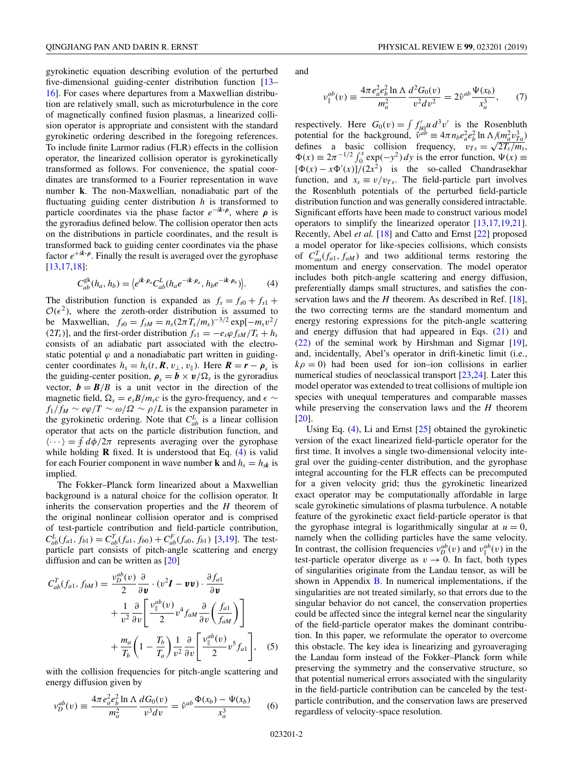gyrokinetic equation describing evolution of the perturbed five-dimensional guiding-center distribution function [13–16]. For cases where departures from a Maxwellian distribution are relatively small, such as microturbulence in the core of magnetically confined fusion plasmas, a linearized collision operator is appropriate and consistent with the standard gyrokinetic ordering described in the foregoing references. To include finite Larmor radius (FLR) effects in the collision operator, the linearized collision operator is gyrokinetically transformed as follows. For convenience, the spatial coordinates are transformed to a Fourier representation in wave number $\mathbf{k}$. The non-Maxwellian, nonadiabatic part of the fluctuating guiding center distribution $h$ is transformed to particle coordinates via the phase factor $e^{-i\boldsymbol{k}\cdot\boldsymbol{\rho}}$, where $\boldsymbol{\rho}$ is the gyroradius defined below. The collision operator then acts on the distributions in particle coordinates, and the result is transformed back to guiding center coordinates via the phase factor $e^{+i\boldsymbol{k}\cdot\boldsymbol{\rho}}$. Finally the result is averaged over the gyrophase [13,17,18]:

$$C_{ab}^{\mathrm{gk}}(h_a, h_b) = \left\langle e^{i\boldsymbol{k}\cdot\boldsymbol{\rho}_a} C_{ab}^{L}(h_a e^{-i\boldsymbol{k}\cdot\boldsymbol{\rho}_a}, h_b e^{-i\boldsymbol{k}\cdot\boldsymbol{\rho}_b})\right\rangle. \tag{4}$$

The distribution function is expanded as $f_s = f_{s0} + f_{s1} + \mathcal{O}(\epsilon^2)$, where the zeroth-order distribution is assumed to be Maxwellian, $f_{s0} = f_{sM} = n_s(2\pi T_s/m_s)^{-3/2}\exp[-m_s v^2/(2T_s)]$, and the first-order distribution $f_{s1} = -e_s\varphi f_{sM}/T_s + h_s$ consists of an adiabatic part associated with the electrostatic potential $\varphi$ and a nonadiabatic part written in guiding-center coordinates $h_s = h_s(t, \boldsymbol{R}, v_\perp, v_\parallel)$. Here $\boldsymbol{R} = \boldsymbol{r} - \boldsymbol{\rho}_s$ is the guiding-center position, $\boldsymbol{\rho}_s = \boldsymbol{b}\times\boldsymbol{v}/\Omega_s$ is the gyroradius vector, $\boldsymbol{b} = \boldsymbol{B}/B$ is a unit vector in the direction of the magnetic field, $\Omega_s = e_s B/m_s c$ is the gyro-frequency, and $\epsilon \sim f_1/f_M \sim e\varphi/T \sim \omega/\Omega \sim \rho/L$ is the expansion parameter in the gyrokinetic ordering. Note that $C_{ab}^L$ is a linear collision operator that acts on the particle distribution function, and $\langle\cdots\rangle = \oint d\phi/2\pi$ represents averaging over the gyrophase while holding $\mathbf{R}$ fixed. It is understood that Eq. (4) is valid for each Fourier component in wave number $\mathbf{k}$ and $h_s = h_{s\boldsymbol{k}}$ is implied.

The Fokker–Planck form linearized about a Maxwellian background is a natural choice for the collision operator. It inherits the conservation properties and the $H$ theorem of the original nonlinear collision operator and is comprised of test-particle contribution and field-particle contribution, $C_{ab}^L(f_{a1}, f_{b1}) = C_{ab}^T(f_{a1}, f_{b0}) + C_{ab}^F(f_{a0}, f_{b1})$ [3,19]. The test-particle part consists of pitch-angle scattering and energy diffusion and can be written as [20]

$$\begin{aligned} C_{ab}^T(f_{a1}, f_{bM}) = {} & \frac{\nu_D^{ab}(v)}{2}\frac{\partial}{\partial\boldsymbol{v}}\cdot(v^2\boldsymbol{I} - \boldsymbol{v}\boldsymbol{v})\cdot\frac{\partial f_{a1}}{\partial\boldsymbol{v}} \\ & + \frac{1}{v^2}\frac{\partial}{\partial v}\left[\frac{\nu_\parallel^{ab}(v)}{2}v^4 f_{aM}\frac{\partial}{\partial v}\left(\frac{f_{a1}}{f_{aM}}\right)\right] \\ & + \frac{m_a}{T_b}\left(1 - \frac{T_b}{T_a}\right)\frac{1}{v^2}\frac{\partial}{\partial v}\left[\frac{\nu_\parallel^{ab}(v)}{2}v^5 f_{a1}\right], \end{aligned} \tag{5}$$

with the collision frequencies for pitch-angle scattering and energy diffusion given by

$$\nu_D^{ab}(v) \equiv \frac{4\pi e_a^2 e_b^2 \ln\Lambda}{m_a^2}\frac{dG_0(v)}{v^3 dv} = \hat{\nu}^{ab}\frac{\Phi(x_b) - \Psi(x_b)}{x_a^3} \tag{6}$$

and

$$\nu_\parallel^{ab}(v) \equiv \frac{4\pi e_a^2 e_b^2 \ln\Lambda}{m_a^2}\frac{d^2G_0(v)}{v^2 dv^2} = 2\hat{\nu}^{ab}\frac{\Psi(x_b)}{x_a^3}, \tag{7}$$

respectively. Here $G_0(v) = \int f'_{b0} u\, d^3v'$ is the Rosenbluth potential for the background, $\hat{\nu}^{ab} \equiv 4\pi n_b e_a^2 e_b^2 \ln\Lambda/(m_a^2 v_{Ta}^3)$ defines a basic collision frequency, $v_{Ts} = \sqrt{2T_s/m_s}$, $\Phi(x) \equiv 2\pi^{-1/2}\int_0^x \exp(-y^2)\,dy$ is the error function, $\Psi(x) \equiv [\Phi(x) - x\Phi'(x)]/(2x^2)$ is the so-called Chandrasekhar function, and $x_s \equiv v/v_{Ts}$. The field-particle part involves the Rosenbluth potentials of the perturbed field-particle distribution function and was generally considered intractable. Significant efforts have been made to construct various model operators to simplify the linearized operator [13,17,19,21]. Recently, Abel *et al.* [18] and Catto and Ernst [22] proposed a model operator for like-species collisions, which consists of $C_{aa}^T(f_{a1}, f_{aM})$ and two additional terms restoring the momentum and energy conservation. The model operator includes both pitch-angle scattering and energy diffusion, preferentially damps small structures, and satisfies the conservation laws and the $H$ theorem. As described in Ref. [18], the two correcting terms are the standard momentum and energy restoring expressions for the pitch-angle scattering and energy diffusion that had appeared in Eqs. (21) and (22) of the seminal work by Hirshman and Sigmar [19], and, incidentally, Abel's operator in drift-kinetic limit (i.e., $k\rho = 0$) had been used for ion–ion collisions in earlier numerical studies of neoclassical transport [23,24]. Later this model operator was extended to treat collisions of multiple ion species with unequal temperatures and comparable masses while preserving the conservation laws and the $H$ theorem [20].

Using Eq. (4), Li and Ernst [25] obtained the gyrokinetic version of the exact linearized field-particle operator for the first time. It involves a single two-dimensional velocity integral over the guiding-center distribution, and the gyrophase integral accounting for the FLR effects can be precomputed for a given velocity grid; thus the gyrokinetic linearized exact operator may be computationally affordable in large scale gyrokinetic simulations of plasma turbulence. A notable feature of the gyrokinetic exact field-particle operator is that the gyrophase integral is logarithmically singular at $u = 0$, namely when the colliding particles have the same velocity. In contrast, the collision frequencies $\nu_D^{ab}(v)$ and $\nu_\parallel^{ab}(v)$ in the test-particle operator diverge as $v \to 0$. In fact, both types of singularities originate from the Landau tensor, as will be shown in Appendix B. In numerical implementations, if the singularities are not treated similarly, so that errors due to the singular behavior do not cancel, the conservation properties could be affected since the integral kernel near the singularity of the field-particle operator makes the dominant contribution. In this paper, we reformulate the operator to overcome this obstacle. The key idea is linearizing and gyroaveraging the Landau form instead of the Fokker–Planck form while preserving the symmetry and the conservative structure, so that potential numerical errors associated with the singularity in the field-particle contribution can be canceled by the test-particle contribution, and the conservation laws are preserved regardless of velocity-space resolution.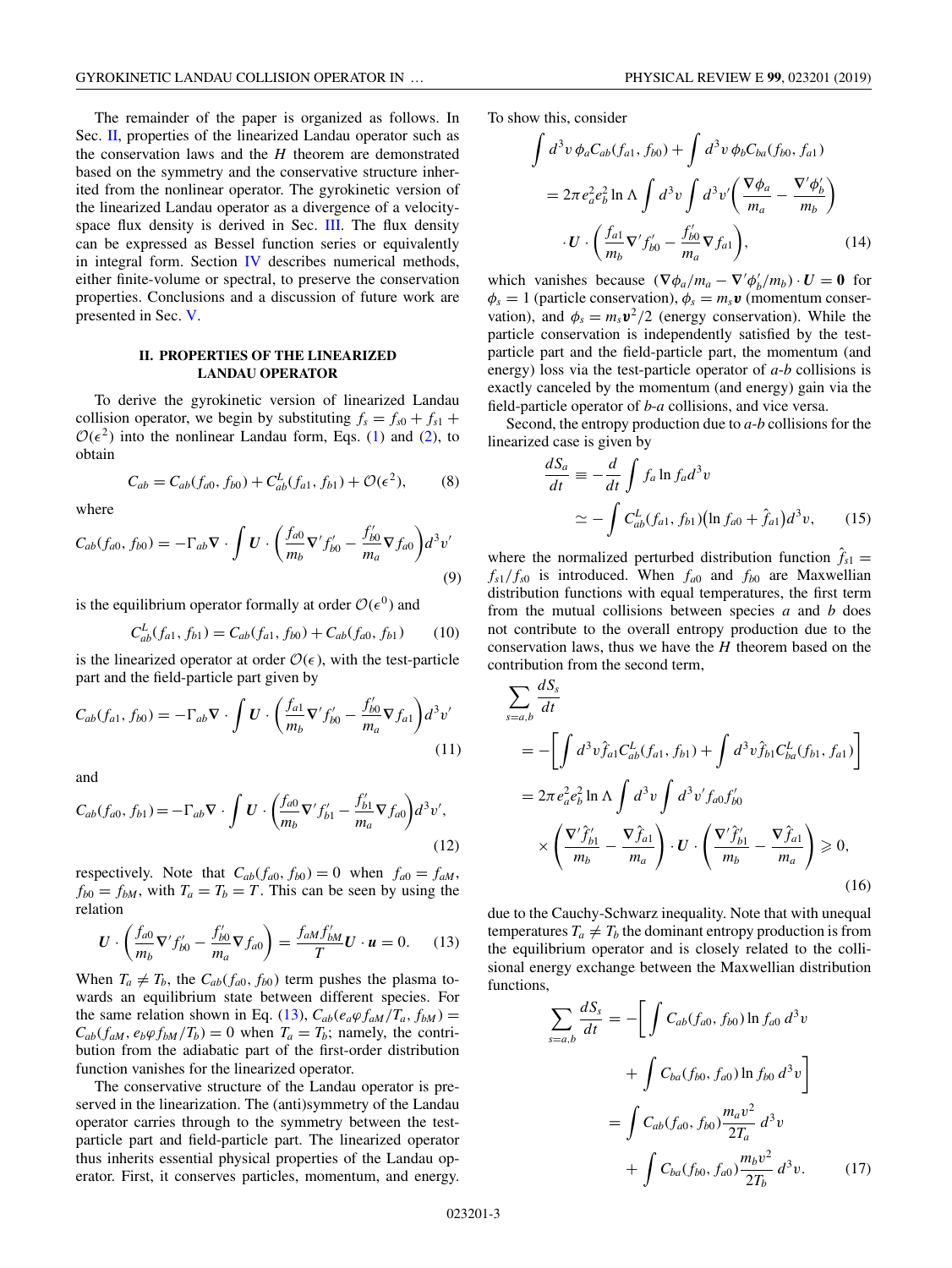The remainder of the paper is organized as follows. In Sec. II, properties of the linearized Landau operator such as the conservation laws and the $H$ theorem are demonstrated based on the symmetry and the conservative structure inherited from the nonlinear operator. The gyrokinetic version of the linearized Landau operator as a divergence of a velocity-space flux density is derived in Sec. III. The flux density can be expressed as Bessel function series or equivalently in integral form. Section IV describes numerical methods, either finite-volume or spectral, to preserve the conservation properties. Conclusions and a discussion of future work are presented in Sec. V.

## II. PROPERTIES OF THE LINEARIZED LANDAU OPERATOR

To derive the gyrokinetic version of linearized Landau collision operator, we begin by substituting $f_s = f_{s0} + f_{s1} + \mathcal{O}(\epsilon^2)$ into the nonlinear Landau form, Eqs. (1) and (2), to obtain

$$C_{ab} = C_{ab}(f_{a0}, f_{b0}) + C_{ab}^L(f_{a1}, f_{b1}) + \mathcal{O}(\epsilon^2), \tag{8}$$

where

$$C_{ab}(f_{a0}, f_{b0}) = -\Gamma_{ab}\nabla \cdot \int \boldsymbol{U} \cdot \left(\frac{f_{a0}}{m_b}\nabla' f_{b0}' - \frac{f_{b0}'}{m_a}\nabla f_{a0}\right) d^3v' \tag{9}$$

is the equilibrium operator formally at order $\mathcal{O}(\epsilon^0)$ and

$$C_{ab}^L(f_{a1}, f_{b1}) = C_{ab}(f_{a1}, f_{b0}) + C_{ab}(f_{a0}, f_{b1}) \tag{10}$$

is the linearized operator at order $\mathcal{O}(\epsilon)$, with the test-particle part and the field-particle part given by

$$C_{ab}(f_{a1}, f_{b0}) = -\Gamma_{ab}\nabla \cdot \int \boldsymbol{U} \cdot \left(\frac{f_{a1}}{m_b}\nabla' f_{b0}' - \frac{f_{b0}'}{m_a}\nabla f_{a1}\right) d^3v' \tag{11}$$

and

$$C_{ab}(f_{a0}, f_{b1}) = -\Gamma_{ab}\nabla \cdot \int \boldsymbol{U} \cdot \left(\frac{f_{a0}}{m_b}\nabla' f_{b1}' - \frac{f_{b1}'}{m_a}\nabla f_{a0}\right) d^3v', \tag{12}$$

respectively. Note that $C_{ab}(f_{a0}, f_{b0}) = 0$ when $f_{a0} = f_{aM}$, $f_{b0} = f_{bM}$, with $T_a = T_b = T$. This can be seen by using the relation

$$\boldsymbol{U} \cdot \left(\frac{f_{a0}}{m_b}\nabla' f_{b0}' - \frac{f_{b0}'}{m_a}\nabla f_{a0}\right) = \frac{f_{aM} f_{bM}'}{T}\boldsymbol{U} \cdot \boldsymbol{u} = 0. \tag{13}$$

When $T_a \neq T_b$, the $C_{ab}(f_{a0}, f_{b0})$ term pushes the plasma towards an equilibrium state between different species. For the same relation shown in Eq. (13), $C_{ab}(e_a\varphi f_{aM}/T_a, f_{bM}) = C_{ab}(f_{aM}, e_b\varphi f_{bM}/T_b) = 0$ when $T_a = T_b$; namely, the contribution from the adiabatic part of the first-order distribution function vanishes for the linearized operator.

The conservative structure of the Landau operator is preserved in the linearization. The (anti)symmetry of the Landau operator carries through to the symmetry between the test-particle part and field-particle part. The linearized operator thus inherits essential physical properties of the Landau operator. First, it conserves particles, momentum, and energy. To show this, consider

$$\begin{aligned}
&\int d^3v\, \phi_a C_{ab}(f_{a1}, f_{b0}) + \int d^3v\, \phi_b C_{ba}(f_{b0}, f_{a1}) \\
&= 2\pi e_a^2 e_b^2 \ln\Lambda \int d^3v \int d^3v' \left(\frac{\nabla\phi_a}{m_a} - \frac{\nabla'\phi_b'}{m_b}\right) \\
&\quad \cdot \boldsymbol{U} \cdot \left(\frac{f_{a1}}{m_b}\nabla' f_{b0}' - \frac{f_{b0}'}{m_a}\nabla f_{a1}\right),
\end{aligned} \tag{14}$$

which vanishes because $(\nabla\phi_a/m_a - \nabla'\phi_b'/m_b) \cdot \boldsymbol{U} = \boldsymbol{0}$ for $\phi_s = 1$ (particle conservation), $\phi_s = m_s\boldsymbol{v}$ (momentum conservation), and $\phi_s = m_s v^2/2$ (energy conservation). While the particle conservation is independently satisfied by the test-particle part and the field-particle part, the momentum (and energy) loss via the test-particle operator of $a$-$b$ collisions is exactly canceled by the momentum (and energy) gain via the field-particle operator of $b$-$a$ collisions, and vice versa.

Second, the entropy production due to $a$-$b$ collisions for the linearized case is given by

$$\begin{aligned}
\frac{dS_a}{dt} &\equiv -\frac{d}{dt}\int f_a \ln f_a d^3v \\
&\simeq -\int C_{ab}^L(f_{a1}, f_{b1})\left(\ln f_{a0} + \hat{f}_{a1}\right) d^3v,
\end{aligned} \tag{15}$$

where the normalized perturbed distribution function $\hat{f}_{s1} = f_{s1}/f_{s0}$ is introduced. When $f_{a0}$ and $f_{b0}$ are Maxwellian distribution functions with equal temperatures, the first term from the mutual collisions between species $a$ and $b$ does not contribute to the overall entropy production due to the conservation laws, thus we have the $H$ theorem based on the contribution from the second term,

$$\begin{aligned}
&\sum_{s=a,b}\frac{dS_s}{dt} \\
&= -\left[\int d^3v \hat{f}_{a1} C_{ab}^L(f_{a1}, f_{b1}) + \int d^3v \hat{f}_{b1} C_{ba}^L(f_{b1}, f_{a1})\right] \\
&= 2\pi e_a^2 e_b^2 \ln\Lambda \int d^3v \int d^3v' f_{a0} f_{b0}' \\
&\quad \times \left(\frac{\nabla'\hat{f}_{b1}'}{m_b} - \frac{\nabla\hat{f}_{a1}}{m_a}\right) \cdot \boldsymbol{U} \cdot \left(\frac{\nabla'\hat{f}_{b1}'}{m_b} - \frac{\nabla\hat{f}_{a1}}{m_a}\right) \geqslant 0,
\end{aligned} \tag{16}$$

due to the Cauchy-Schwarz inequality. Note that with unequal temperatures $T_a \neq T_b$ the dominant entropy production is from the equilibrium operator and is closely related to the collisional energy exchange between the Maxwellian distribution functions,

$$\begin{aligned}
\sum_{s=a,b}\frac{dS_s}{dt} &= -\left[\int C_{ab}(f_{a0}, f_{b0}) \ln f_{a0}\, d^3v \right. \\
&\quad \left. + \int C_{ba}(f_{b0}, f_{a0}) \ln f_{b0}\, d^3v\right] \\
&= \int C_{ab}(f_{a0}, f_{b0}) \frac{m_a v^2}{2T_a}\, d^3v \\
&\quad + \int C_{ba}(f_{b0}, f_{a0}) \frac{m_b v^2}{2T_b}\, d^3v.
\end{aligned} \tag{17}$$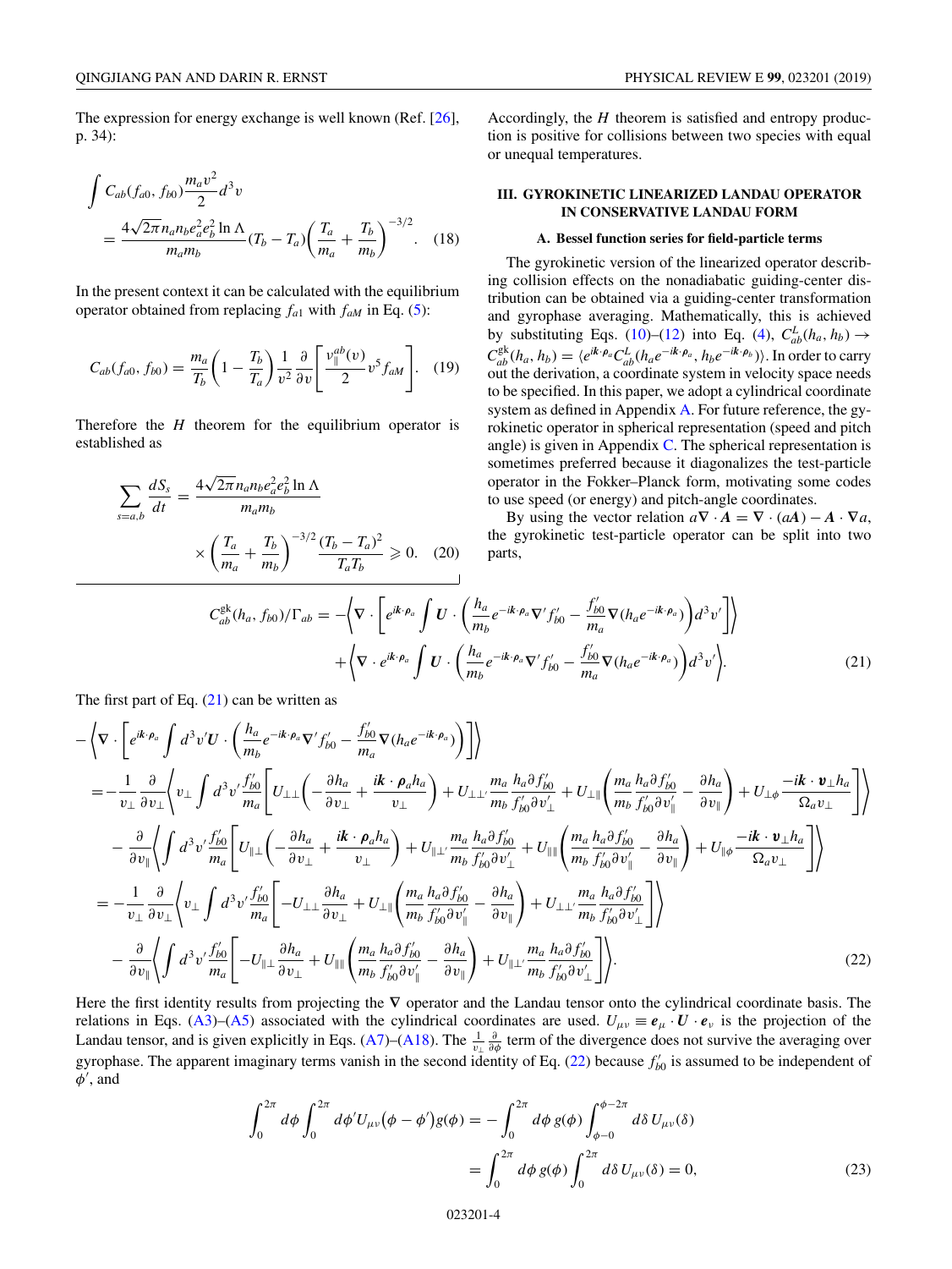The expression for energy exchange is well known (Ref. [26], p. 34):

$$\int C_{ab}(f_{a0}, f_{b0})\frac{m_a v^2}{2}d^3v = \frac{4\sqrt{2\pi}n_a n_b e_a^2 e_b^2 \ln\Lambda}{m_a m_b}(T_b - T_a)\left(\frac{T_a}{m_a}+\frac{T_b}{m_b}\right)^{-3/2}. \quad (18)$$

In the present context it can be calculated with the equilibrium operator obtained from replacing $f_{a1}$ with $f_{aM}$ in Eq. (5):

$$C_{ab}(f_{a0}, f_{b0}) = \frac{m_a}{T_b}\left(1-\frac{T_b}{T_a}\right)\frac{1}{v^2}\frac{\partial}{\partial v}\left[\frac{\nu_\parallel^{ab}(v)}{2}v^5 f_{aM}\right]. \quad (19)$$

Therefore the $H$ theorem for the equilibrium operator is established as

$$\sum_{s=a,b}\frac{dS_s}{dt} = \frac{4\sqrt{2\pi}n_a n_b e_a^2 e_b^2 \ln\Lambda}{m_a m_b} \times\left(\frac{T_a}{m_a}+\frac{T_b}{m_b}\right)^{-3/2}\frac{(T_b-T_a)^2}{T_a T_b} \geqslant 0. \quad (20)$$

Accordingly, the $H$ theorem is satisfied and entropy production is positive for collisions between two species with equal or unequal temperatures.

## III. GYROKINETIC LINEARIZED LANDAU OPERATOR IN CONSERVATIVE LANDAU FORM

### A. Bessel function series for field-particle terms

The gyrokinetic version of the linearized operator describing collision effects on the nonadiabatic guiding-center distribution can be obtained via a guiding-center transformation and gyrophase averaging. Mathematically, this is achieved by substituting Eqs. (10)–(12) into Eq. (4), $C_{ab}^L(h_a, h_b) \rightarrow C_{ab}^{\rm gk}(h_a, h_b) = \langle e^{i\boldsymbol{k}\cdot\boldsymbol{\rho}_a}C_{ab}^L(h_a e^{-i\boldsymbol{k}\cdot\boldsymbol{\rho}_a}, h_b e^{-i\boldsymbol{k}\cdot\boldsymbol{\rho}_b})\rangle$. In order to carry out the derivation, a coordinate system in velocity space needs to be specified. In this paper, we adopt a cylindrical coordinate system as defined in Appendix A. For future reference, the gyrokinetic operator in spherical representation (speed and pitch angle) is given in Appendix C. The spherical representation is sometimes preferred because it diagonalizes the test-particle operator in the Fokker–Planck form, motivating some codes to use speed (or energy) and pitch-angle coordinates.

By using the vector relation $a\nabla\cdot\boldsymbol{A} = \nabla\cdot(a\boldsymbol{A}) - \boldsymbol{A}\cdot\nabla a$, the gyrokinetic test-particle operator can be split into two parts,

$$\begin{aligned}
C_{ab}^{\rm gk}(h_a, f_{b0})/\Gamma_{ab} = &-\left\langle\nabla\cdot\left[e^{i\boldsymbol{k}\cdot\boldsymbol{\rho}_a}\int\boldsymbol{U}\cdot\left(\frac{h_a}{m_b}e^{-i\boldsymbol{k}\cdot\boldsymbol{\rho}_a}\nabla' f_{b0}' - \frac{f_{b0}'}{m_a}\nabla(h_a e^{-i\boldsymbol{k}\cdot\boldsymbol{\rho}_a})\right)d^3v'\right]\right\rangle \\
&+\left\langle\nabla\cdot e^{i\boldsymbol{k}\cdot\boldsymbol{\rho}_a}\int\boldsymbol{U}\cdot\left(\frac{h_a}{m_b}e^{-i\boldsymbol{k}\cdot\boldsymbol{\rho}_a}\nabla' f_{b0}' - \frac{f_{b0}'}{m_a}\nabla(h_a e^{-i\boldsymbol{k}\cdot\boldsymbol{\rho}_a})\right)d^3v'\right\rangle. \quad (21)
\end{aligned}$$

The first part of Eq. (21) can be written as

$$\begin{aligned}
-&\left\langle\nabla\cdot\left[e^{i\boldsymbol{k}\cdot\boldsymbol{\rho}_a}\int d^3v'\boldsymbol{U}\cdot\left(\frac{h_a}{m_b}e^{-i\boldsymbol{k}\cdot\boldsymbol{\rho}_a}\nabla' f_{b0}' - \frac{f_{b0}'}{m_a}\nabla(h_a e^{-i\boldsymbol{k}\cdot\boldsymbol{\rho}_a})\right)\right]\right\rangle \\
&= -\frac{1}{v_\perp}\frac{\partial}{\partial v_\perp}\left\langle v_\perp\int d^3v'\frac{f_{b0}'}{m_a}\left[U_{\perp\perp}\left(-\frac{\partial h_a}{\partial v_\perp}+\frac{i\boldsymbol{k}\cdot\boldsymbol{\rho}_a h_a}{v_\perp}\right)+U_{\perp\perp'}\frac{m_a}{m_b}\frac{h_a\partial f_{b0}'}{f_{b0}'\partial v_\perp'}+U_{\perp\parallel}\left(\frac{m_a}{m_b}\frac{h_a\partial f_{b0}'}{f_{b0}'\partial v_\parallel'}-\frac{\partial h_a}{\partial v_\parallel}\right)+U_{\perp\phi}\frac{-i\boldsymbol{k}\cdot\boldsymbol{v}_\perp h_a}{\Omega_a v_\perp}\right]\right\rangle \\
&\quad -\frac{\partial}{\partial v_\parallel}\left\langle\int d^3v'\frac{f_{b0}'}{m_a}\left[U_{\parallel\perp}\left(-\frac{\partial h_a}{\partial v_\perp}+\frac{i\boldsymbol{k}\cdot\boldsymbol{\rho}_a h_a}{v_\perp}\right)+U_{\parallel\perp'}\frac{m_a}{m_b}\frac{h_a\partial f_{b0}'}{f_{b0}'\partial v_\perp'}+U_{\parallel\parallel}\left(\frac{m_a}{m_b}\frac{h_a\partial f_{b0}'}{f_{b0}'\partial v_\parallel'}-\frac{\partial h_a}{\partial v_\parallel}\right)+U_{\parallel\phi}\frac{-i\boldsymbol{k}\cdot\boldsymbol{v}_\perp h_a}{\Omega_a v_\perp}\right]\right\rangle \\
&= -\frac{1}{v_\perp}\frac{\partial}{\partial v_\perp}\left\langle v_\perp\int d^3v'\frac{f_{b0}'}{m_a}\left[-U_{\perp\perp}\frac{\partial h_a}{\partial v_\perp}+U_{\perp\parallel}\left(\frac{m_a}{m_b}\frac{h_a\partial f_{b0}'}{f_{b0}'\partial v_\parallel'}-\frac{\partial h_a}{\partial v_\parallel}\right)+U_{\perp\perp'}\frac{m_a}{m_b}\frac{h_a\partial f_{b0}'}{f_{b0}'\partial v_\perp'}\right]\right\rangle \\
&\quad -\frac{\partial}{\partial v_\parallel}\left\langle\int d^3v'\frac{f_{b0}'}{m_a}\left[-U_{\parallel\perp}\frac{\partial h_a}{\partial v_\perp}+U_{\parallel\parallel}\left(\frac{m_a}{m_b}\frac{h_a\partial f_{b0}'}{f_{b0}'\partial v_\parallel'}-\frac{\partial h_a}{\partial v_\parallel}\right)+U_{\parallel\perp'}\frac{m_a}{m_b}\frac{h_a\partial f_{b0}'}{f_{b0}'\partial v_\perp'}\right]\right\rangle. \quad (22)
\end{aligned}$$

Here the first identity results from projecting the $\nabla$ operator and the Landau tensor onto the cylindrical coordinate basis. The relations in Eqs. (A3)–(A5) associated with the cylindrical coordinates are used. $U_{\mu\nu} \equiv \boldsymbol{e}_\mu\cdot\boldsymbol{U}\cdot\boldsymbol{e}_\nu$ is the projection of the Landau tensor, and is given explicitly in Eqs. (A7)–(A18). The $\frac{1}{v_\perp}\frac{\partial}{\partial\phi}$ term of the divergence does not survive the averaging over gyrophase. The apparent imaginary terms vanish in the second identity of Eq. (22) because $f_{b0}'$ is assumed to be independent of $\phi'$, and

$$\begin{aligned}
\int_0^{2\pi}d\phi\int_0^{2\pi}d\phi' U_{\mu\nu}(\phi-\phi')g(\phi) &= -\int_0^{2\pi}d\phi\, g(\phi)\int_{\phi-0}^{\phi-2\pi}d\delta\, U_{\mu\nu}(\delta) \\
&= \int_0^{2\pi}d\phi\, g(\phi)\int_0^{2\pi}d\delta\, U_{\mu\nu}(\delta) = 0, \quad (23)
\end{aligned}$$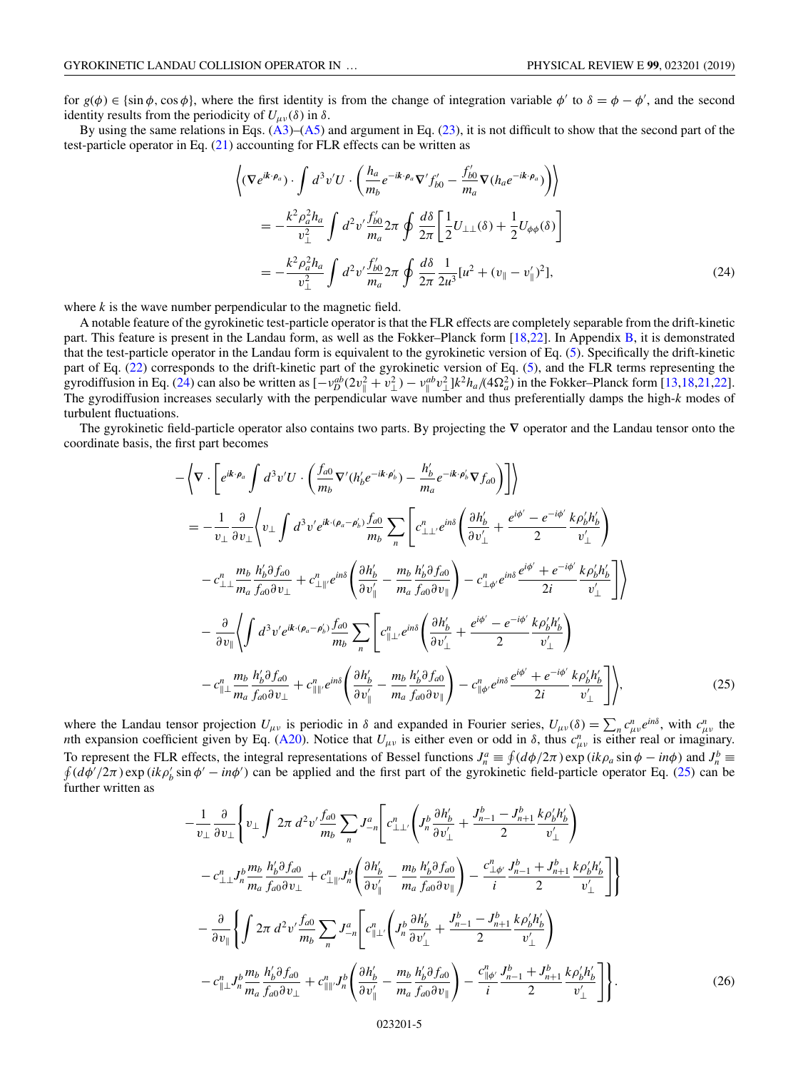for $g(\phi) \in \{\sin\phi, \cos\phi\}$, where the first identity is from the change of integration variable $\phi'$ to $\delta = \phi - \phi'$, and the second identity results from the periodicity of $U_{\mu\nu}(\delta)$ in $\delta$.

By using the same relations in Eqs. (A3)–(A5) and argument in Eq. (23), it is not difficult to show that the second part of the test-particle operator in Eq. (21) accounting for FLR effects can be written as

$$
\begin{aligned}
&\left\langle (\nabla e^{i\boldsymbol{k}\cdot\boldsymbol{\rho}_a}) \cdot \int d^3v' U \cdot \left( \frac{h_a}{m_b} e^{-i\boldsymbol{k}\cdot\boldsymbol{\rho}_a} \nabla' f'_{b0} - \frac{f'_{b0}}{m_a} \nabla (h_a e^{-i\boldsymbol{k}\cdot\boldsymbol{\rho}_a}) \right) \right\rangle \\
&= -\frac{k^2\rho_a^2 h_a}{v_\perp^2} \int d^2v' \frac{f'_{b0}}{m_a} 2\pi \oint \frac{d\delta}{2\pi} \left[ \frac{1}{2} U_{\perp\perp}(\delta) + \frac{1}{2} U_{\phi\phi}(\delta) \right] \\
&= -\frac{k^2\rho_a^2 h_a}{v_\perp^2} \int d^2v' \frac{f'_{b0}}{m_a} 2\pi \oint \frac{d\delta}{2\pi} \frac{1}{2u^3} [u^2 + (v_\parallel - v'_\parallel)^2],
\end{aligned} \tag{24}
$$

where $k$ is the wave number perpendicular to the magnetic field.

A notable feature of the gyrokinetic test-particle operator is that the FLR effects are completely separable from the drift-kinetic part. This feature is present in the Landau form, as well as the Fokker–Planck form [18,22]. In Appendix B, it is demonstrated that the test-particle operator in the Landau form is equivalent to the gyrokinetic version of Eq. (5). Specifically the drift-kinetic part of Eq. (22) corresponds to the drift-kinetic part of the gyrokinetic version of Eq. (5), and the FLR terms representing the gyrodiffusion in Eq. (24) can also be written as $[-\nu_D^{ab}(2v_\parallel^2 + v_\perp^2) - \nu_\parallel^{ab} v_\perp^2] k^2 h_a / (4\Omega_a^2)$ in the Fokker–Planck form [13,18,21,22]. The gyrodiffusion increases secularly with the perpendicular wave number and thus preferentially damps the high-$k$ modes of turbulent fluctuations.

The gyrokinetic field-particle operator also contains two parts. By projecting the $\boldsymbol{\nabla}$ operator and the Landau tensor onto the coordinate basis, the first part becomes

$$
\begin{aligned}
&-\left\langle \nabla \cdot \left[ e^{i\boldsymbol{k}\cdot\boldsymbol{\rho}_a} \int d^3v' U \cdot \left( \frac{f_{a0}}{m_b} \nabla' (h'_b e^{-i\boldsymbol{k}\cdot\boldsymbol{\rho}'_b}) - \frac{h'_b}{m_a} e^{-i\boldsymbol{k}\cdot\boldsymbol{\rho}'_b} \nabla f_{a0} \right) \right] \right\rangle \\
&= -\frac{1}{v_\perp} \frac{\partial}{\partial v_\perp} \left\langle v_\perp \int d^3v' e^{i\boldsymbol{k}\cdot(\boldsymbol{\rho}_a - \boldsymbol{\rho}'_b)} \frac{f_{a0}}{m_b} \sum_n \left[ c^n_{\perp\perp'} e^{in\delta} \left( \frac{\partial h'_b}{\partial v'_\perp} + \frac{e^{i\phi'} - e^{-i\phi'}}{2} \frac{k\rho'_b h'_b}{v'_\perp} \right) \right.\right. \\
&\quad \left.\left. - c^n_{\perp\perp} \frac{m_b}{m_a} \frac{h'_b \partial f_{a0}}{f_{a0} \partial v_\perp} + c^n_{\perp\parallel'} e^{in\delta} \left( \frac{\partial h'_b}{\partial v'_\parallel} - \frac{m_b}{m_a} \frac{h'_b \partial f_{a0}}{f_{a0} \partial v_\parallel} \right) - c^n_{\perp\phi'} e^{in\delta} \frac{e^{i\phi'} + e^{-i\phi'}}{2i} \frac{k\rho'_b h'_b}{v'_\perp} \right] \right\rangle \\
&\quad - \frac{\partial}{\partial v_\parallel} \left\langle \int d^3v' e^{i\boldsymbol{k}\cdot(\boldsymbol{\rho}_a - \boldsymbol{\rho}'_b)} \frac{f_{a0}}{m_b} \sum_n \left[ c^n_{\parallel\perp'} e^{in\delta} \left( \frac{\partial h'_b}{\partial v'_\perp} + \frac{e^{i\phi'} - e^{-i\phi'}}{2} \frac{k\rho'_b h'_b}{v'_\perp} \right) \right.\right. \\
&\quad \left.\left. - c^n_{\parallel\perp} \frac{m_b}{m_a} \frac{h'_b \partial f_{a0}}{f_{a0} \partial v_\perp} + c^n_{\parallel\parallel'} e^{in\delta} \left( \frac{\partial h'_b}{\partial v'_\parallel} - \frac{m_b}{m_a} \frac{h'_b \partial f_{a0}}{f_{a0} \partial v_\parallel} \right) - c^n_{\parallel\phi'} e^{in\delta} \frac{e^{i\phi'} + e^{-i\phi'}}{2i} \frac{k\rho'_b h'_b}{v'_\perp} \right] \right\rangle,
\end{aligned} \tag{25}
$$

where the Landau tensor projection $U_{\mu\nu}$ is periodic in $\delta$ and expanded in Fourier series, $U_{\mu\nu}(\delta) = \sum_n c^n_{\mu\nu} e^{in\delta}$, with $c^n_{\mu\nu}$ the $n$th expansion coefficient given by Eq. (A20). Notice that $U_{\mu\nu}$ is either even or odd in $\delta$, thus $c^n_{\mu\nu}$ is either real or imaginary. To represent the FLR effects, the integral representations of Bessel functions $J^a_n \equiv \oint (d\phi/2\pi) \exp(ik\rho_a \sin\phi - in\phi)$ and $J^b_n \equiv \oint (d\phi'/2\pi) \exp(ik\rho'_b \sin\phi' - in\phi')$ can be applied and the first part of the gyrokinetic field-particle operator Eq. (25) can be further written as

$$
\begin{aligned}
&-\frac{1}{v_\perp} \frac{\partial}{\partial v_\perp} \left\{ v_\perp \int 2\pi\, d^2v' \frac{f_{a0}}{m_b} \sum_n J^a_{-n} \left[ c^n_{\perp\perp'} \left( J^b_n \frac{\partial h'_b}{\partial v'_\perp} + \frac{J^b_{n-1} - J^b_{n+1}}{2} \frac{k\rho'_b h'_b}{v'_\perp} \right) \right.\right. \\
&\quad \left.\left. - c^n_{\perp\perp} J^b_n \frac{m_b}{m_a} \frac{h'_b \partial f_{a0}}{f_{a0} \partial v_\perp} + c^n_{\perp\parallel'} J^b_n \left( \frac{\partial h'_b}{\partial v'_\parallel} - \frac{m_b}{m_a} \frac{h'_b \partial f_{a0}}{f_{a0} \partial v_\parallel} \right) - \frac{c^n_{\perp\phi'}}{i} \frac{J^b_{n-1} + J^b_{n+1}}{2} \frac{k\rho'_b h'_b}{v'_\perp} \right] \right\} \\
&\quad - \frac{\partial}{\partial v_\parallel} \left\{ \int 2\pi\, d^2v' \frac{f_{a0}}{m_b} \sum_n J^a_{-n} \left[ c^n_{\parallel\perp'} \left( J^b_n \frac{\partial h'_b}{\partial v'_\perp} + \frac{J^b_{n-1} - J^b_{n+1}}{2} \frac{k\rho'_b h'_b}{v'_\perp} \right) \right.\right. \\
&\quad \left.\left. - c^n_{\parallel\perp} J^b_n \frac{m_b}{m_a} \frac{h'_b \partial f_{a0}}{f_{a0} \partial v_\perp} + c^n_{\parallel\parallel'} J^b_n \left( \frac{\partial h'_b}{\partial v'_\parallel} - \frac{m_b}{m_a} \frac{h'_b \partial f_{a0}}{f_{a0} \partial v_\parallel} \right) - \frac{c^n_{\parallel\phi'}}{i} \frac{J^b_{n-1} + J^b_{n+1}}{2} \frac{k\rho'_b h'_b}{v'_\perp} \right] \right\}.
\end{aligned} \tag{26}
$$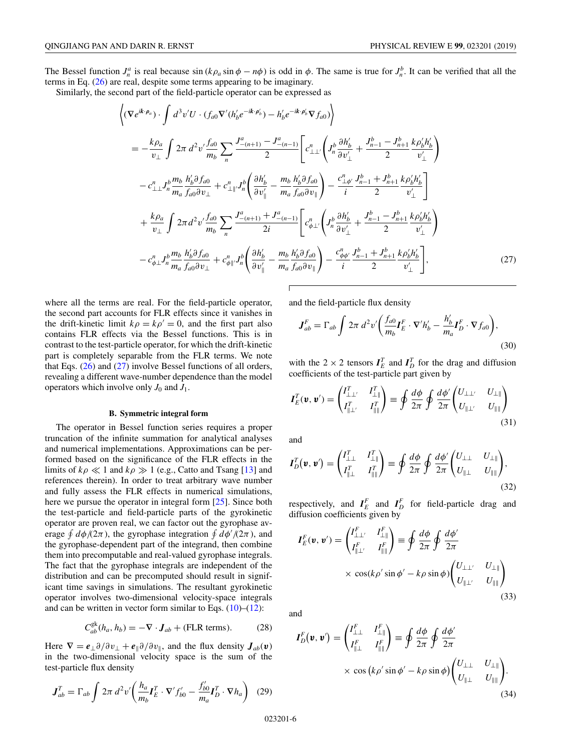The Bessel function $J_n^a$ is real because $\sin(k\rho_a \sin\phi - n\phi)$ is odd in $\phi$. The same is true for $J_n^b$. It can be verified that all the terms in Eq. (26) are real, despite some terms appearing to be imaginary.

Similarly, the second part of the field-particle operator can be expressed as

$$
\begin{aligned}
&\left\langle (\nabla e^{i\boldsymbol{k}\cdot\boldsymbol{\rho}_a}) \cdot \int d^3v' U \cdot (f_{a0}\nabla'(h_b' e^{-i\boldsymbol{k}\cdot\boldsymbol{\rho}_b'}) - h_b' e^{-i\boldsymbol{k}\cdot\boldsymbol{\rho}_b'}\nabla f_{a0}) \right\rangle \\
&= -\frac{k\rho_a}{v_\perp}\int 2\pi\, d^2v' \frac{f_{a0}}{m_b}\sum_n \frac{J_{-(n+1)}^a - J_{-(n-1)}^a}{2}\Bigg[ c_{\perp\perp'}^n\left( J_n^b \frac{\partial h_b'}{\partial v_\perp'} + \frac{J_{n-1}^b - J_{n+1}^b}{2}\frac{k\rho_b' h_b'}{v_\perp'}\right) \\
&\quad - c_{\perp\perp}^n J_n^b \frac{m_b}{m_a}\frac{h_b'\partial f_{a0}}{f_{a0}\partial v_\perp} + c_{\perp\parallel'}^n J_n^b\left(\frac{\partial h_b'}{\partial v_\parallel'} - \frac{m_b}{m_a}\frac{h_b'\partial f_{a0}}{f_{a0}\partial v_\parallel}\right) - \frac{c_{\perp\phi'}^n}{i}\frac{J_{n-1}^b + J_{n+1}^b}{2}\frac{k\rho_b' h_b'}{v_\perp'}\Bigg] \\
&\quad + \frac{k\rho_a}{v_\perp}\int 2\pi\, d^2v' \frac{f_{a0}}{m_b}\sum_n \frac{J_{-(n+1)}^a + J_{-(n-1)}^a}{2i}\Bigg[ c_{\phi\perp'}^n\left( J_n^b \frac{\partial h_b'}{\partial v_\perp'} + \frac{J_{n-1}^b - J_{n+1}^b}{2}\frac{k\rho_b' h_b'}{v_\perp'}\right) \\
&\quad - c_{\phi\perp}^n J_n^b \frac{m_b}{m_a}\frac{h_b'\partial f_{a0}}{f_{a0}\partial v_\perp} + c_{\phi\parallel'}^n J_n^b\left(\frac{\partial h_b'}{\partial v_\parallel'} - \frac{m_b}{m_a}\frac{h_b'\partial f_{a0}}{f_{a0}\partial v_\parallel}\right) - \frac{c_{\phi\phi'}^n}{i}\frac{J_{n-1}^b + J_{n+1}^b}{2}\frac{k\rho_b' h_b'}{v_\perp'}\Bigg],
\end{aligned} \tag{27}
$$

where all the terms are real. For the field-particle operator, the second part accounts for FLR effects since it vanishes in the drift-kinetic limit $k\rho = k\rho' = 0$, and the first part also contains FLR effects via the Bessel functions. This is in contrast to the test-particle operator, for which the drift-kinetic part is completely separable from the FLR terms. We note that Eqs. (26) and (27) involve Bessel functions of all orders, revealing a different wave-number dependence than the model operators which involve only $J_0$ and $J_1$.

### B. Symmetric integral form

The operator in Bessel function series requires a proper truncation of the infinite summation for analytical analyses and numerical implementations. Approximations can be performed based on the significance of the FLR effects in the limits of $k\rho \ll 1$ and $k\rho \gg 1$ (e.g., Catto and Tsang [13] and references therein). In order to treat arbitrary wave number and fully assess the FLR effects in numerical simulations, here we pursue the operator in integral form [25]. Since both the test-particle and field-particle parts of the gyrokinetic operator are proven real, we can factor out the gyrophase average $\oint d\phi/(2\pi)$, the gyrophase integration $\oint d\phi'/(2\pi)$, and the gyrophase-dependent part of the integrand, then combine them into precomputable and real-valued gyrophase integrals. The fact that the gyrophase integrals are independent of the distribution and can be precomputed should result in significant time savings in simulations. The resultant gyrokinetic operator involves two-dimensional velocity-space integrals and can be written in vector form similar to Eqs. (10)–(12):

$$
C_{ab}^{\text{gk}}(h_a, h_b) = -\nabla\cdot \boldsymbol{J}_{ab} + (\text{FLR terms}). \tag{28}
$$

Here $\nabla = \boldsymbol{e}_\perp \partial/\partial v_\perp + \boldsymbol{e}_\parallel \partial/\partial v_\parallel$, and the flux density $\boldsymbol{J}_{ab}(\boldsymbol{v})$ in the two-dimensional velocity space is the sum of the test-particle flux density

$$
\boldsymbol{J}_{ab}^T = \Gamma_{ab}\int 2\pi\, d^2v'\left(\frac{h_a}{m_b}\boldsymbol{I}_E^T\cdot\nabla' f_{b0}' - \frac{f_{b0}'}{m_a}\boldsymbol{I}_D^T\cdot\nabla h_a\right) \tag{29}
$$

and the field-particle flux density

$$
\boldsymbol{J}_{ab}^F = \Gamma_{ab}\int 2\pi\, d^2v'\left(\frac{f_{a0}}{m_b}\boldsymbol{I}_E^F\cdot\nabla' h_b' - \frac{h_b'}{m_a}\boldsymbol{I}_D^F\cdot\nabla f_{a0}\right), \tag{30}
$$

with the $2\times 2$ tensors $\boldsymbol{I}_E^T$ and $\boldsymbol{I}_D^T$ for the drag and diffusion coefficients of the test-particle part given by

$$
\boldsymbol{I}_E^T(\boldsymbol{v},\boldsymbol{v}') = \begin{pmatrix} I_{\perp\perp'}^T & I_{\perp\parallel}^T \\ I_{\parallel\perp'}^T & I_{\parallel\parallel}^T \end{pmatrix} \equiv \oint\frac{d\phi}{2\pi}\oint\frac{d\phi'}{2\pi}\begin{pmatrix} U_{\perp\perp'} & U_{\perp\parallel} \\ U_{\parallel\perp'} & U_{\parallel\parallel}\end{pmatrix} \tag{31}
$$

and

$$
\boldsymbol{I}_D^T(\boldsymbol{v},\boldsymbol{v}') = \begin{pmatrix} I_{\perp\perp}^T & I_{\perp\parallel}^T \\ I_{\parallel\perp}^T & I_{\parallel\parallel}^T \end{pmatrix} \equiv \oint\frac{d\phi}{2\pi}\oint\frac{d\phi'}{2\pi}\begin{pmatrix} U_{\perp\perp} & U_{\perp\parallel} \\ U_{\parallel\perp} & U_{\parallel\parallel}\end{pmatrix}, \tag{32}
$$

respectively, and $\boldsymbol{I}_E^F$ and $\boldsymbol{I}_D^F$ for field-particle drag and diffusion coefficients given by

$$
\boldsymbol{I}_E^F(\boldsymbol{v},\boldsymbol{v}') = \begin{pmatrix} I_{\perp\perp'}^F & I_{\perp\parallel}^F \\ I_{\parallel\perp'}^F & I_{\parallel\parallel}^F \end{pmatrix} \equiv \oint\frac{d\phi}{2\pi}\oint\frac{d\phi'}{2\pi} \times \cos(k\rho'\sin\phi' - k\rho\sin\phi)\begin{pmatrix} U_{\perp\perp'} & U_{\perp\parallel} \\ U_{\parallel\perp'} & U_{\parallel\parallel}\end{pmatrix} \tag{33}
$$

and

$$
\boldsymbol{I}_D^F(\boldsymbol{v},\boldsymbol{v}') = \begin{pmatrix} I_{\perp\perp}^F & I_{\perp\parallel}^F \\ I_{\parallel\perp}^F & I_{\parallel\parallel}^F \end{pmatrix} \equiv \oint\frac{d\phi}{2\pi}\oint\frac{d\phi'}{2\pi} \times \cos\left(k\rho'\sin\phi' - k\rho\sin\phi\right)\begin{pmatrix} U_{\perp\perp} & U_{\perp\parallel} \\ U_{\parallel\perp} & U_{\parallel\parallel}\end{pmatrix}. \tag{34}
$$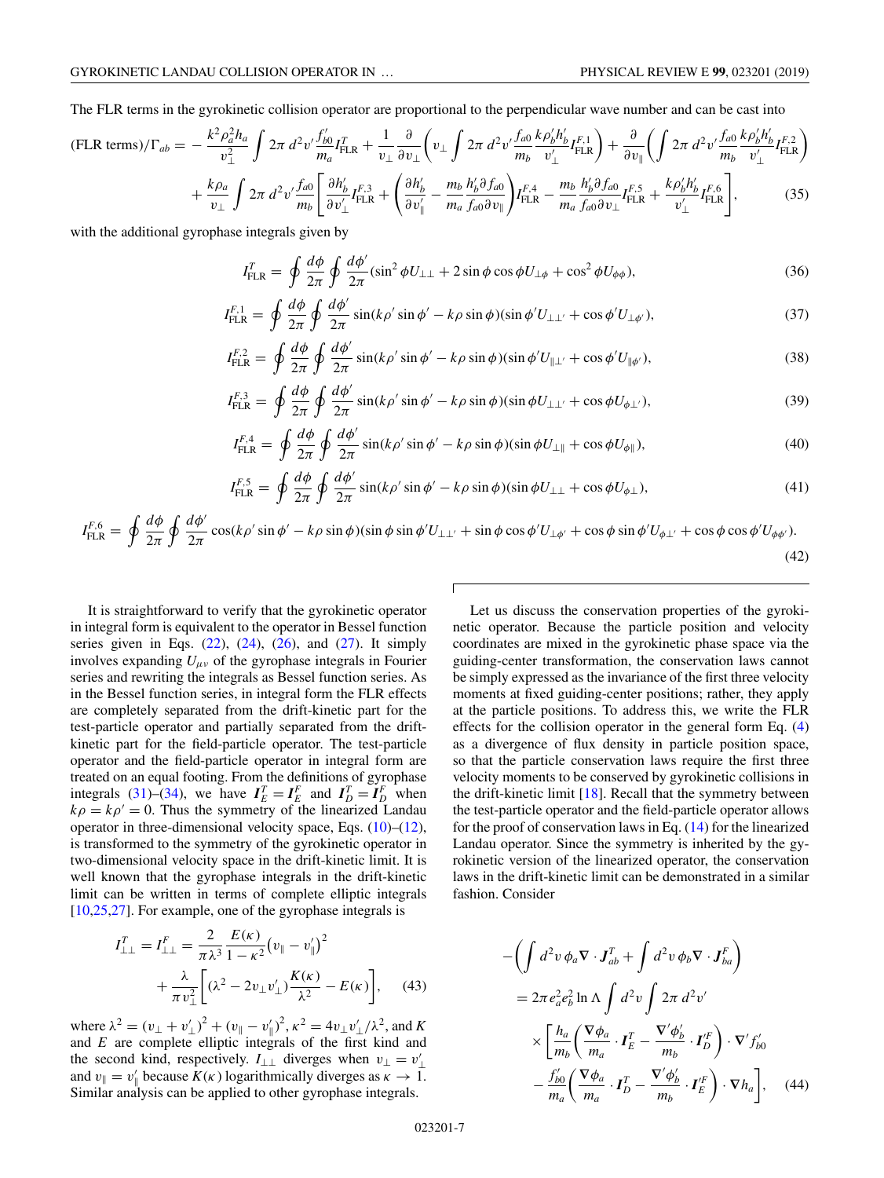The FLR terms in the gyrokinetic collision operator are proportional to the perpendicular wave number and can be cast into

$$
\begin{aligned}
(\text{FLR terms})/\Gamma_{ab} = &-\frac{k^2\rho_a^2 h_a}{v_\perp^2}\int 2\pi\, d^2v' \frac{f'_{b0}}{m_a} I^T_{\rm FLR} + \frac{1}{v_\perp}\frac{\partial}{\partial v_\perp}\left(v_\perp \int 2\pi\, d^2v' \frac{f_{a0}}{m_b}\frac{k\rho'_b h'_b}{v'_\perp} I^{F,1}_{\rm FLR}\right) + \frac{\partial}{\partial v_\parallel}\left(\int 2\pi\, d^2v' \frac{f_{a0}}{m_b}\frac{k\rho'_b h'_b}{v'_\perp} I^{F,2}_{\rm FLR}\right)\\
&+\frac{k\rho_a}{v_\perp}\int 2\pi\, d^2v' \frac{f_{a0}}{m_b}\left[\frac{\partial h'_b}{\partial v'_\perp} I^{F,3}_{\rm FLR} + \left(\frac{\partial h'_b}{\partial v'_\parallel} - \frac{m_b}{m_a}\frac{h'_b \partial f_{a0}}{f_{a0}\partial v_\parallel}\right) I^{F,4}_{\rm FLR} - \frac{m_b}{m_a}\frac{h'_b \partial f_{a0}}{f_{a0}\partial v_\perp} I^{F,5}_{\rm FLR} + \frac{k\rho'_b h'_b}{v'_\perp} I^{F,6}_{\rm FLR}\right],
\end{aligned} \tag{35}
$$

with the additional gyrophase integrals given by

$$
I^T_{\rm FLR} = \oint \frac{d\phi}{2\pi}\oint \frac{d\phi'}{2\pi}(\sin^2\phi U_{\perp\perp} + 2\sin\phi\cos\phi U_{\perp\phi} + \cos^2\phi U_{\phi\phi}), \tag{36}
$$

$$
I^{F,1}_{\rm FLR} = \oint \frac{d\phi}{2\pi}\oint \frac{d\phi'}{2\pi}\sin(k\rho'\sin\phi' - k\rho\sin\phi)(\sin\phi' U_{\perp\perp'} + \cos\phi' U_{\perp\phi'}), \tag{37}
$$

$$
I^{F,2}_{\rm FLR} = \oint \frac{d\phi}{2\pi}\oint \frac{d\phi'}{2\pi}\sin(k\rho'\sin\phi' - k\rho\sin\phi)(\sin\phi' U_{\parallel\perp'} + \cos\phi' U_{\parallel\phi'}), \tag{38}
$$

$$
I^{F,3}_{\rm FLR} = \oint \frac{d\phi}{2\pi}\oint \frac{d\phi'}{2\pi}\sin(k\rho'\sin\phi' - k\rho\sin\phi)(\sin\phi U_{\perp\perp'} + \cos\phi U_{\phi\perp'}), \tag{39}
$$

$$
I^{F,4}_{\rm FLR} = \oint \frac{d\phi}{2\pi}\oint \frac{d\phi'}{2\pi}\sin(k\rho'\sin\phi' - k\rho\sin\phi)(\sin\phi U_{\perp\parallel} + \cos\phi U_{\phi\parallel}), \tag{40}
$$

$$
I^{F,5}_{\rm FLR} = \oint \frac{d\phi}{2\pi}\oint \frac{d\phi'}{2\pi}\sin(k\rho'\sin\phi' - k\rho\sin\phi)(\sin\phi U_{\perp\perp} + \cos\phi U_{\phi\perp}), \tag{41}
$$

$$
I^{F,6}_{\rm FLR} = \oint \frac{d\phi}{2\pi}\oint \frac{d\phi'}{2\pi}\cos(k\rho'\sin\phi' - k\rho\sin\phi)(\sin\phi\sin\phi' U_{\perp\perp'} + \sin\phi\cos\phi' U_{\perp\phi'} + \cos\phi\sin\phi' U_{\phi\perp'} + \cos\phi\cos\phi' U_{\phi\phi'}). \tag{42}
$$

It is straightforward to verify that the gyrokinetic operator in integral form is equivalent to the operator in Bessel function series given in Eqs. (22), (24), (26), and (27). It simply involves expanding $U_{\mu\nu}$ of the gyrophase integrals in Fourier series and rewriting the integrals as Bessel function series. As in the Bessel function series, in integral form the FLR effects are completely separated from the drift-kinetic part for the test-particle operator and partially separated from the drift-kinetic part for the field-particle operator. The test-particle operator and the field-particle operator in integral form are treated on an equal footing. From the definitions of gyrophase integrals (31)–(34), we have $\boldsymbol{I}^T_E = \boldsymbol{I}^F_E$ and $\boldsymbol{I}^T_D = \boldsymbol{I}^F_D$ when $k\rho = k\rho' = 0$. Thus the symmetry of the linearized Landau operator in three-dimensional velocity space, Eqs. (10)–(12), is transformed to the symmetry of the gyrokinetic operator in two-dimensional velocity space in the drift-kinetic limit. It is well known that the gyrophase integrals in the drift-kinetic limit can be written in terms of complete elliptic integrals [10,25,27]. For example, one of the gyrophase integrals is

$$
\begin{aligned}
I^T_{\perp\perp} = I^F_{\perp\perp} = &\frac{2}{\pi\lambda^3}\frac{E(\kappa)}{1-\kappa^2}(v_\parallel - v'_\parallel)^2\\
&+\frac{\lambda}{\pi v_\perp^2}\left[(\lambda^2 - 2v_\perp v'_\perp)\frac{K(\kappa)}{\lambda^2} - E(\kappa)\right],
\end{aligned} \tag{43}
$$

where $\lambda^2 = (v_\perp + v'_\perp)^2 + (v_\parallel - v'_\parallel)^2$, $\kappa^2 = 4v_\perp v'_\perp/\lambda^2$, and $K$ and $E$ are complete elliptic integrals of the first kind and the second kind, respectively. $I_{\perp\perp}$ diverges when $v_\perp = v'_\perp$ and $v_\parallel = v'_\parallel$ because $K(\kappa)$ logarithmically diverges as $\kappa \to 1$. Similar analysis can be applied to other gyrophase integrals.

Let us discuss the conservation properties of the gyrokinetic operator. Because the particle position and velocity coordinates are mixed in the gyrokinetic phase space via the guiding-center transformation, the conservation laws cannot be simply expressed as the invariance of the first three velocity moments at fixed guiding-center positions; rather, they apply at the particle positions. To address this, we write the FLR effects for the collision operator in the general form Eq. (4) as a divergence of flux density in particle position space, so that the particle conservation laws require the first three velocity moments to be conserved by gyrokinetic collisions in the drift-kinetic limit [18]. Recall that the symmetry between the test-particle operator and the field-particle operator allows for the proof of conservation laws in Eq. (14) for the linearized Landau operator. Since the symmetry is inherited by the gyrokinetic version of the linearized operator, the conservation laws in the drift-kinetic limit can be demonstrated in a similar fashion. Consider

$$
\begin{aligned}
&-\left(\int d^2v\, \phi_a \nabla\cdot \boldsymbol{J}^T_{ab} + \int d^2v\, \phi_b \nabla\cdot \boldsymbol{J}^F_{ba}\right)\\
&= 2\pi e_a^2 e_b^2 \ln\Lambda \int d^2v \int 2\pi\, d^2v'\\
&\quad\times\left[\frac{h_a}{m_b}\left(\frac{\nabla\phi_a}{m_a}\cdot \boldsymbol{I}^T_E - \frac{\nabla'\phi'_b}{m_b}\cdot \boldsymbol{I}^F_D\right)\cdot \nabla' f'_{b0}\right.\\
&\quad\left. - \frac{f'_{b0}}{m_a}\left(\frac{\nabla\phi_a}{m_a}\cdot \boldsymbol{I}^T_D - \frac{\nabla'\phi'_b}{m_b}\cdot \boldsymbol{I}'^F_E\right)\cdot \nabla h_a\right],
\end{aligned} \tag{44}
$$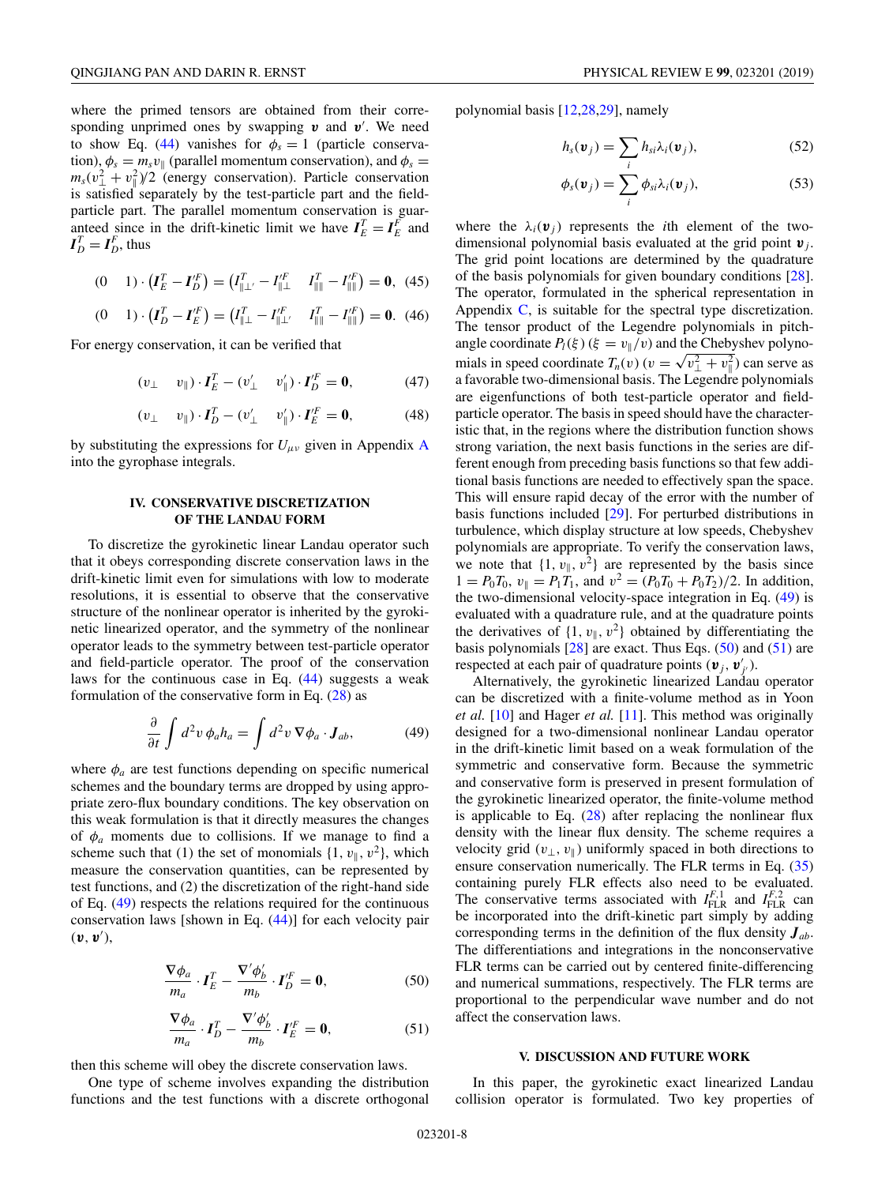where the primed tensors are obtained from their corresponding unprimed ones by swapping $\boldsymbol{v}$ and $\boldsymbol{v}'$. We need to show Eq. (44) vanishes for $\phi_s = 1$ (particle conservation), $\phi_s = m_s v_\parallel$ (parallel momentum conservation), and $\phi_s = m_s(v_\perp^2 + v_\parallel^2)/2$ (energy conservation). Particle conservation is satisfied separately by the test-particle part and the field-particle part. The parallel momentum conservation is guaranteed since in the drift-kinetic limit we have $\boldsymbol{I}_E^T = \boldsymbol{I}_E^F$ and $\boldsymbol{I}_D^T = \boldsymbol{I}_D^F$, thus

$$(0 \quad 1) \cdot \left(\boldsymbol{I}_E^T - \boldsymbol{I}_D'^F\right) = \left(I_{\parallel\perp'}^T - I_{\parallel\perp}'^F \quad I_{\parallel\parallel}^T - I_{\parallel\parallel}'^F\right) = \boldsymbol{0}, \quad (45)$$

$$(0 \quad 1) \cdot \left(\boldsymbol{I}_D^T - \boldsymbol{I}_E'^F\right) = \left(I_{\parallel\perp}^T - I_{\parallel\perp'}'^F \quad I_{\parallel\parallel}^T - I_{\parallel\parallel}'^F\right) = \boldsymbol{0}. \quad (46)$$

For energy conservation, it can be verified that

$$(v_\perp \quad v_\parallel) \cdot \boldsymbol{I}_E^T - (v_\perp' \quad v_\parallel') \cdot \boldsymbol{I}_D'^F = \boldsymbol{0}, \quad (47)$$

$$(v_\perp \quad v_\parallel) \cdot \boldsymbol{I}_D^T - (v_\perp' \quad v_\parallel') \cdot \boldsymbol{I}_E'^F = \boldsymbol{0}, \quad (48)$$

by substituting the expressions for $U_{\mu\nu}$ given in Appendix A into the gyrophase integrals.

## IV. CONSERVATIVE DISCRETIZATION OF THE LANDAU FORM

To discretize the gyrokinetic linear Landau operator such that it obeys corresponding discrete conservation laws in the drift-kinetic limit even for simulations with low to moderate resolutions, it is essential to observe that the conservative structure of the nonlinear operator is inherited by the gyrokinetic linearized operator, and the symmetry of the nonlinear operator leads to the symmetry between test-particle operator and field-particle operator. The proof of the conservation laws for the continuous case in Eq. (44) suggests a weak formulation of the conservative form in Eq. (28) as

$$\frac{\partial}{\partial t} \int d^2 v\, \phi_a h_a = \int d^2 v\, \nabla \phi_a \cdot \boldsymbol{J}_{ab}, \quad (49)$$

where $\phi_a$ are test functions depending on specific numerical schemes and the boundary terms are dropped by using appropriate zero-flux boundary conditions. The key observation on this weak formulation is that it directly measures the changes of $\phi_a$ moments due to collisions. If we manage to find a scheme such that (1) the set of monomials $\{1, v_\parallel, v^2\}$, which measure the conservation quantities, can be represented by test functions, and (2) the discretization of the right-hand side of Eq. (49) respects the relations required for the continuous conservation laws [shown in Eq. (44)] for each velocity pair $(\boldsymbol{v}, \boldsymbol{v}')$,

$$\frac{\nabla \phi_a}{m_a} \cdot \boldsymbol{I}_E^T - \frac{\nabla' \phi_b'}{m_b} \cdot \boldsymbol{I}_D'^F = \boldsymbol{0}, \quad (50)$$

$$\frac{\nabla \phi_a}{m_a} \cdot \boldsymbol{I}_D^T - \frac{\nabla' \phi_b'}{m_b} \cdot \boldsymbol{I}_E'^F = \boldsymbol{0}, \quad (51)$$

then this scheme will obey the discrete conservation laws.

One type of scheme involves expanding the distribution functions and the test functions with a discrete orthogonal polynomial basis [12,28,29], namely

$$h_s(\boldsymbol{v}_j) = \sum_i h_{si} \lambda_i(\boldsymbol{v}_j), \quad (52)$$

$$\phi_s(\boldsymbol{v}_j) = \sum_i \phi_{si} \lambda_i(\boldsymbol{v}_j), \quad (53)$$

where the $\lambda_i(\boldsymbol{v}_j)$ represents the $i$th element of the two-dimensional polynomial basis evaluated at the grid point $\boldsymbol{v}_j$. The grid point locations are determined by the quadrature of the basis polynomials for given boundary conditions [28]. The operator, formulated in the spherical representation in Appendix C, is suitable for the spectral type discretization. The tensor product of the Legendre polynomials in pitch-angle coordinate $P_l(\xi)$ ($\xi = v_\parallel/v$) and the Chebyshev polynomials in speed coordinate $T_n(v)$ ($v = \sqrt{v_\perp^2 + v_\parallel^2}$) can serve as a favorable two-dimensional basis. The Legendre polynomials are eigenfunctions of both test-particle operator and field-particle operator. The basis in speed should have the characteristic that, in the regions where the distribution function shows strong variation, the next basis functions in the series are different enough from preceding basis functions so that few additional basis functions are needed to effectively span the space. This will ensure rapid decay of the error with the number of basis functions included [29]. For perturbed distributions in turbulence, which display structure at low speeds, Chebyshev polynomials are appropriate. To verify the conservation laws, we note that $\{1, v_\parallel, v^2\}$ are represented by the basis since $1 = P_0T_0$, $v_\parallel = P_1T_1$, and $v^2 = (P_0T_0 + P_0T_2)/2$. In addition, the two-dimensional velocity-space integration in Eq. (49) is evaluated with a quadrature rule, and at the quadrature points the derivatives of $\{1, v_\parallel, v^2\}$ obtained by differentiating the basis polynomials [28] are exact. Thus Eqs. (50) and (51) are respected at each pair of quadrature points $(\boldsymbol{v}_j, \boldsymbol{v}_{j'}')$.

Alternatively, the gyrokinetic linearized Landau operator can be discretized with a finite-volume method as in Yoon *et al.* [10] and Hager *et al.* [11]. This method was originally designed for a two-dimensional nonlinear Landau operator in the drift-kinetic limit based on a weak formulation of the symmetric and conservative form. Because the symmetric and conservative form is preserved in present formulation of the gyrokinetic linearized operator, the finite-volume method is applicable to Eq. (28) after replacing the nonlinear flux density with the linear flux density. The scheme requires a velocity grid $(v_\perp, v_\parallel)$ uniformly spaced in both directions to ensure conservation numerically. The FLR terms in Eq. (35) containing purely FLR effects also need to be evaluated. The conservative terms associated with $I_{\mathrm{FLR}}^{F,1}$ and $I_{\mathrm{FLR}}^{F,2}$ can be incorporated into the drift-kinetic part simply by adding corresponding terms in the definition of the flux density $\boldsymbol{J}_{ab}$. The differentiations and integrations in the nonconservative FLR terms can be carried out by centered finite-differencing and numerical summations, respectively. The FLR terms are proportional to the perpendicular wave number and do not affect the conservation laws.

## V. DISCUSSION AND FUTURE WORK

In this paper, the gyrokinetic exact linearized Landau collision operator is formulated. Two key properties of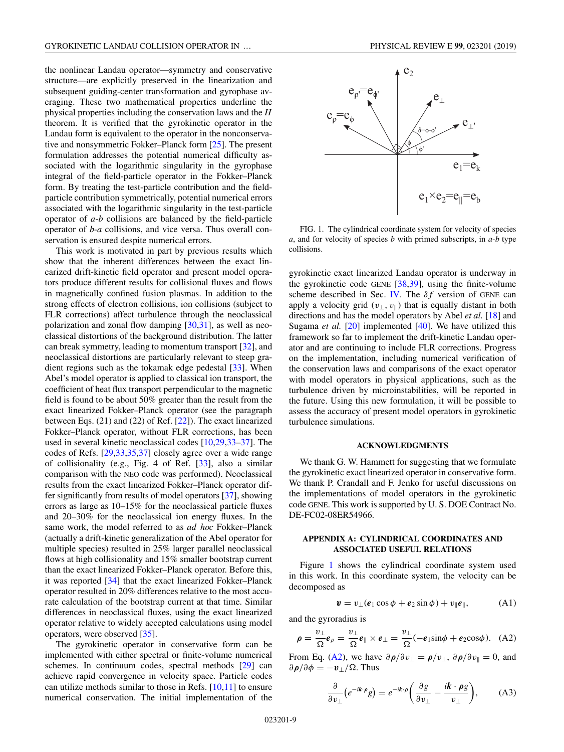the nonlinear Landau operator—symmetry and conservative structure—are explicitly preserved in the linearization and subsequent guiding-center transformation and gyrophase averaging. These two mathematical properties underline the physical properties including the conservation laws and the $H$ theorem. It is verified that the gyrokinetic operator in the Landau form is equivalent to the operator in the nonconservative and nonsymmetric Fokker–Planck form [25]. The present formulation addresses the potential numerical difficulty associated with the logarithmic singularity in the gyrophase integral of the field-particle operator in the Fokker–Planck form. By treating the test-particle contribution and the field-particle contribution symmetrically, potential numerical errors associated with the logarithmic singularity in the test-particle operator of *a*-*b* collisions are balanced by the field-particle operator of *b*-*a* collisions, and vice versa. Thus overall conservation is ensured despite numerical errors.

This work is motivated in part by previous results which show that the inherent differences between the exact linearized drift-kinetic field operator and present model operators produce different results for collisional fluxes and flows in magnetically confined fusion plasmas. In addition to the strong effects of electron collisions, ion collisions (subject to FLR corrections) affect turbulence through the neoclassical polarization and zonal flow damping [30,31], as well as neoclassical distortions of the background distribution. The latter can break symmetry, leading to momentum transport [32], and neoclassical distortions are particularly relevant to steep gradient regions such as the tokamak edge pedestal [33]. When Abel's model operator is applied to classical ion transport, the coefficient of heat flux transport perpendicular to the magnetic field is found to be about 50% greater than the result from the exact linearized Fokker–Planck operator (see the paragraph between Eqs. (21) and (22) of Ref. [22]). The exact linearized Fokker–Planck operator, without FLR corrections, has been used in several kinetic neoclassical codes [10,29,33–37]. The codes of Refs. [29,33,35,37] closely agree over a wide range of collisionality (e.g., Fig. 4 of Ref. [33], also a similar comparison with the NEO code was performed). Neoclassical results from the exact linearized Fokker–Planck operator differ significantly from results of model operators [37], showing errors as large as 10–15% for the neoclassical particle fluxes and 20–30% for the neoclassical ion energy fluxes. In the same work, the model referred to as *ad hoc* Fokker–Planck (actually a drift-kinetic generalization of the Abel operator for multiple species) resulted in 25% larger parallel neoclassical flows at high collisionality and 15% smaller bootstrap current than the exact linearized Fokker–Planck operator. Before this, it was reported [34] that the exact linearized Fokker–Planck operator resulted in 20% differences relative to the most accurate calculation of the bootstrap current at that time. Similar differences in neoclassical fluxes, using the exact linearized operator relative to widely accepted calculations using model operators, were observed [35].

The gyrokinetic operator in conservative form can be implemented with either spectral or finite-volume numerical schemes. In continuum codes, spectral methods [29] can achieve rapid convergence in velocity space. Particle codes can utilize methods similar to those in Refs. [10,11] to ensure numerical conservation. The initial implementation of the gyrokinetic exact linearized Landau operator is underway in the gyrokinetic code GENE [38,39], using the finite-volume scheme described in Sec. IV. The $\delta f$ version of GENE can apply a velocity grid $(v_\perp, v_\parallel)$ that is equally distant in both directions and has the model operators by Abel *et al.* [18] and Sugama *et al.* [20] implemented [40]. We have utilized this framework so far to implement the drift-kinetic Landau operator and are continuing to include FLR corrections. Progress on the implementation, including numerical verification of the conservation laws and comparisons of the exact operator with model operators in physical applications, such as the turbulence driven by microinstabilities, will be reported in the future. Using this new formulation, it will be possible to assess the accuracy of present model operators in gyrokinetic turbulence simulations.

## ACKNOWLEDGMENTS

We thank G. W. Hammett for suggesting that we formulate the gyrokinetic exact linearized operator in conservative form. We thank P. Crandall and F. Jenko for useful discussions on the implementations of model operators in the gyrokinetic code GENE. This work is supported by U. S. DOE Contract No. DE-FC02-08ER54966.

FIG. 1. The cylindrical coordinate system for velocity of species *a*, and for velocity of species *b* with primed subscripts, in *a*-*b* type collisions.

## APPENDIX A: CYLINDRICAL COORDINATES AND ASSOCIATED USEFUL RELATIONS

Figure 1 shows the cylindrical coordinate system used in this work. In this coordinate system, the velocity can be decomposed as

$$\boldsymbol{v} = v_\perp(\boldsymbol{e}_1 \cos\phi + \boldsymbol{e}_2 \sin\phi) + v_\parallel \boldsymbol{e}_\parallel, \tag{A1}$$

and the gyroradius is

$$\boldsymbol{\rho} = \frac{v_\perp}{\Omega}\boldsymbol{e}_\rho = \frac{v_\perp}{\Omega}\boldsymbol{e}_\parallel \times \boldsymbol{e}_\perp = \frac{v_\perp}{\Omega}(-\boldsymbol{e}_1 \sin\phi + \boldsymbol{e}_2 \cos\phi). \tag{A2}$$

From Eq. (A2), we have $\partial\boldsymbol{\rho}/\partial v_\perp = \boldsymbol{\rho}/v_\perp$, $\partial\boldsymbol{\rho}/\partial v_\parallel = 0$, and $\partial\boldsymbol{\rho}/\partial\phi = -\boldsymbol{v}_\perp/\Omega$. Thus

$$\frac{\partial}{\partial v_\perp}\left(e^{-i\boldsymbol{k}\cdot\boldsymbol{\rho}} g\right) = e^{-i\boldsymbol{k}\cdot\boldsymbol{\rho}}\left(\frac{\partial g}{\partial v_\perp} - \frac{i\boldsymbol{k}\cdot\boldsymbol{\rho} g}{v_\perp}\right), \tag{A3}$$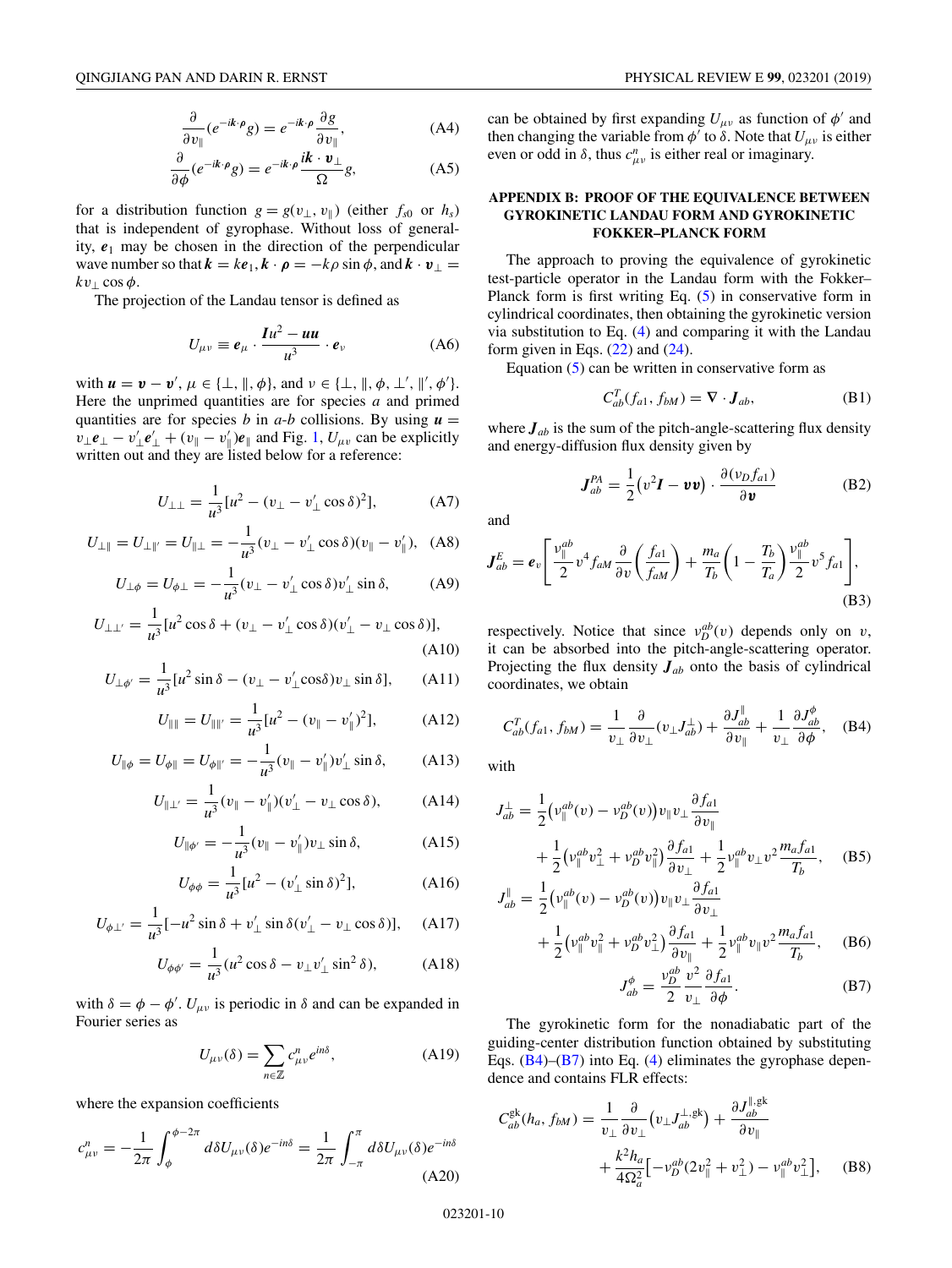$$\frac{\partial}{\partial v_\parallel}(e^{-i\boldsymbol{k}\cdot\boldsymbol{\rho}}g) = e^{-i\boldsymbol{k}\cdot\boldsymbol{\rho}}\frac{\partial g}{\partial v_\parallel}, \tag{A4}$$

$$\frac{\partial}{\partial \phi}(e^{-i\boldsymbol{k}\cdot\boldsymbol{\rho}}g) = e^{-i\boldsymbol{k}\cdot\boldsymbol{\rho}}\frac{i\boldsymbol{k}\cdot\boldsymbol{v}_\perp}{\Omega}g, \tag{A5}$$

for a distribution function $g = g(v_\perp, v_\parallel)$ (either $f_{s0}$ or $h_s$) that is independent of gyrophase. Without loss of generality, $\boldsymbol{e}_1$ may be chosen in the direction of the perpendicular wave number so that $\boldsymbol{k} = k\boldsymbol{e}_1$, $\boldsymbol{k}\cdot\boldsymbol{\rho} = -k\rho\sin\phi$, and $\boldsymbol{k}\cdot\boldsymbol{v}_\perp = kv_\perp\cos\phi$.

The projection of the Landau tensor is defined as

$$U_{\mu\nu} \equiv \boldsymbol{e}_\mu \cdot \frac{\boldsymbol{I}u^2 - \boldsymbol{u}\boldsymbol{u}}{u^3}\cdot\boldsymbol{e}_\nu \tag{A6}$$

with $\boldsymbol{u} = \boldsymbol{v} - \boldsymbol{v}'$, $\mu \in \{\perp, \parallel, \phi\}$, and $\nu \in \{\perp, \parallel, \phi, \perp', \parallel', \phi'\}$. Here the unprimed quantities are for species $a$ and primed quantities are for species $b$ in $a$-$b$ collisions. By using $\boldsymbol{u} = v_\perp\boldsymbol{e}_\perp - v'_\perp\boldsymbol{e}'_\perp + (v_\parallel - v'_\parallel)\boldsymbol{e}_\parallel$ and Fig. 1, $U_{\mu\nu}$ can be explicitly written out and they are listed below for a reference:

$$U_{\perp\perp} = \frac{1}{u^3}[u^2 - (v_\perp - v'_\perp\cos\delta)^2], \tag{A7}$$

$$U_{\perp\parallel} = U_{\perp\parallel'} = U_{\parallel\perp} = -\frac{1}{u^3}(v_\perp - v'_\perp\cos\delta)(v_\parallel - v'_\parallel), \tag{A8}$$

$$U_{\perp\phi} = U_{\phi\perp} = -\frac{1}{u^3}(v_\perp - v'_\perp\cos\delta)v'_\perp\sin\delta, \tag{A9}$$

$$U_{\perp\perp'} = \frac{1}{u^3}[u^2\cos\delta + (v_\perp - v'_\perp\cos\delta)(v'_\perp - v_\perp\cos\delta)], \tag{A10}$$

$$U_{\perp\phi'} = \frac{1}{u^3}[u^2\sin\delta - (v_\perp - v'_\perp\cos\delta)v_\perp\sin\delta], \tag{A11}$$

$$U_{\parallel\parallel} = U_{\parallel\parallel'} = \frac{1}{u^3}[u^2 - (v_\parallel - v'_\parallel)^2], \tag{A12}$$

$$U_{\parallel\phi} = U_{\phi\parallel} = U_{\phi\parallel'} = -\frac{1}{u^3}(v_\parallel - v'_\parallel)v'_\perp\sin\delta, \tag{A13}$$

$$U_{\parallel\perp'} = \frac{1}{u^3}(v_\parallel - v'_\parallel)(v'_\perp - v_\perp\cos\delta), \tag{A14}$$

$$U_{\parallel\phi'} = -\frac{1}{u^3}(v_\parallel - v'_\parallel)v_\perp\sin\delta, \tag{A15}$$

$$U_{\phi\phi} = \frac{1}{u^3}[u^2 - (v'_\perp\sin\delta)^2], \tag{A16}$$

$$U_{\phi\perp'} = \frac{1}{u^3}[-u^2\sin\delta + v'_\perp\sin\delta(v'_\perp - v_\perp\cos\delta)], \tag{A17}$$

$$U_{\phi\phi'} = \frac{1}{u^3}(u^2\cos\delta - v_\perp v'_\perp\sin^2\delta), \tag{A18}$$

with $\delta = \phi - \phi'$. $U_{\mu\nu}$ is periodic in $\delta$ and can be expanded in Fourier series as

$$U_{\mu\nu}(\delta) = \sum_{n\in\mathbb{Z}} c^n_{\mu\nu}e^{in\delta}, \tag{A19}$$

where the expansion coefficients

$$c^n_{\mu\nu} = -\frac{1}{2\pi}\int_\phi^{\phi-2\pi} d\delta U_{\mu\nu}(\delta)e^{-in\delta} = \frac{1}{2\pi}\int_{-\pi}^{\pi} d\delta U_{\mu\nu}(\delta)e^{-in\delta} \tag{A20}$$

can be obtained by first expanding $U_{\mu\nu}$ as function of $\phi'$ and then changing the variable from $\phi'$ to $\delta$. Note that $U_{\mu\nu}$ is either even or odd in $\delta$, thus $c^n_{\mu\nu}$ is either real or imaginary.

## APPENDIX B: PROOF OF THE EQUIVALENCE BETWEEN GYROKINETIC LANDAU FORM AND GYROKINETIC FOKKER–PLANCK FORM

The approach to proving the equivalence of gyrokinetic test-particle operator in the Landau form with the Fokker–Planck form is first writing Eq. (5) in conservative form in cylindrical coordinates, then obtaining the gyrokinetic version via substitution to Eq. (4) and comparing it with the Landau form given in Eqs. (22) and (24).

Equation (5) can be written in conservative form as

$$C^T_{ab}(f_{a1}, f_{bM}) = \nabla\cdot\boldsymbol{J}_{ab}, \tag{B1}$$

where $\boldsymbol{J}_{ab}$ is the sum of the pitch-angle-scattering flux density and energy-diffusion flux density given by

$$\boldsymbol{J}^{PA}_{ab} = \frac{1}{2}(v^2\boldsymbol{I} - \boldsymbol{v}\boldsymbol{v})\cdot\frac{\partial(\nu_D f_{a1})}{\partial\boldsymbol{v}} \tag{B2}$$

and

$$\boldsymbol{J}^E_{ab} = \boldsymbol{e}_v\left[\frac{\nu^{ab}_\parallel}{2}v^4 f_{aM}\frac{\partial}{\partial v}\left(\frac{f_{a1}}{f_{aM}}\right) + \frac{m_a}{T_b}\left(1 - \frac{T_b}{T_a}\right)\frac{\nu^{ab}_\parallel}{2}v^5 f_{a1}\right], \tag{B3}$$

respectively. Notice that since $\nu^{ab}_D(v)$ depends only on $v$, it can be absorbed into the pitch-angle-scattering operator. Projecting the flux density $\boldsymbol{J}_{ab}$ onto the basis of cylindrical coordinates, we obtain

$$C^T_{ab}(f_{a1}, f_{bM}) = \frac{1}{v_\perp}\frac{\partial}{\partial v_\perp}(v_\perp J^\perp_{ab}) + \frac{\partial J^\parallel_{ab}}{\partial v_\parallel} + \frac{1}{v_\perp}\frac{\partial J^\phi_{ab}}{\partial\phi}, \tag{B4}$$

with

$$J^\perp_{ab} = \frac{1}{2}\left(\nu^{ab}_\parallel(v) - \nu^{ab}_D(v)\right)v_\parallel v_\perp\frac{\partial f_{a1}}{\partial v_\parallel} + \frac{1}{2}\left(\nu^{ab}_\parallel v^2_\perp + \nu^{ab}_D v^2_\parallel\right)\frac{\partial f_{a1}}{\partial v_\perp} + \frac{1}{2}\nu^{ab}_\parallel v_\perp v^2\frac{m_a f_{a1}}{T_b}, \tag{B5}$$

$$J^\parallel_{ab} = \frac{1}{2}\left(\nu^{ab}_\parallel(v) - \nu^{ab}_D(v)\right)v_\parallel v_\perp\frac{\partial f_{a1}}{\partial v_\perp} + \frac{1}{2}\left(\nu^{ab}_\parallel v^2_\parallel + \nu^{ab}_D v^2_\perp\right)\frac{\partial f_{a1}}{\partial v_\parallel} + \frac{1}{2}\nu^{ab}_\parallel v_\parallel v^2\frac{m_a f_{a1}}{T_b}, \tag{B6}$$

$$J^\phi_{ab} = \frac{\nu^{ab}_D}{2}\frac{v^2}{v_\perp}\frac{\partial f_{a1}}{\partial\phi}. \tag{B7}$$

The gyrokinetic form for the nonadiabatic part of the guiding-center distribution function obtained by substituting Eqs. (B4)–(B7) into Eq. (4) eliminates the gyrophase dependence and contains FLR effects:

$$C^{\text{gk}}_{ab}(h_a, f_{bM}) = \frac{1}{v_\perp}\frac{\partial}{\partial v_\perp}\left(v_\perp J^{\perp,\text{gk}}_{ab}\right) + \frac{\partial J^{\parallel,\text{gk}}_{ab}}{\partial v_\parallel} + \frac{k^2 h_a}{4\Omega^2_a}\left[-\nu^{ab}_D(2v^2_\parallel + v^2_\perp) - \nu^{ab}_\parallel v^2_\perp\right], \tag{B8}$$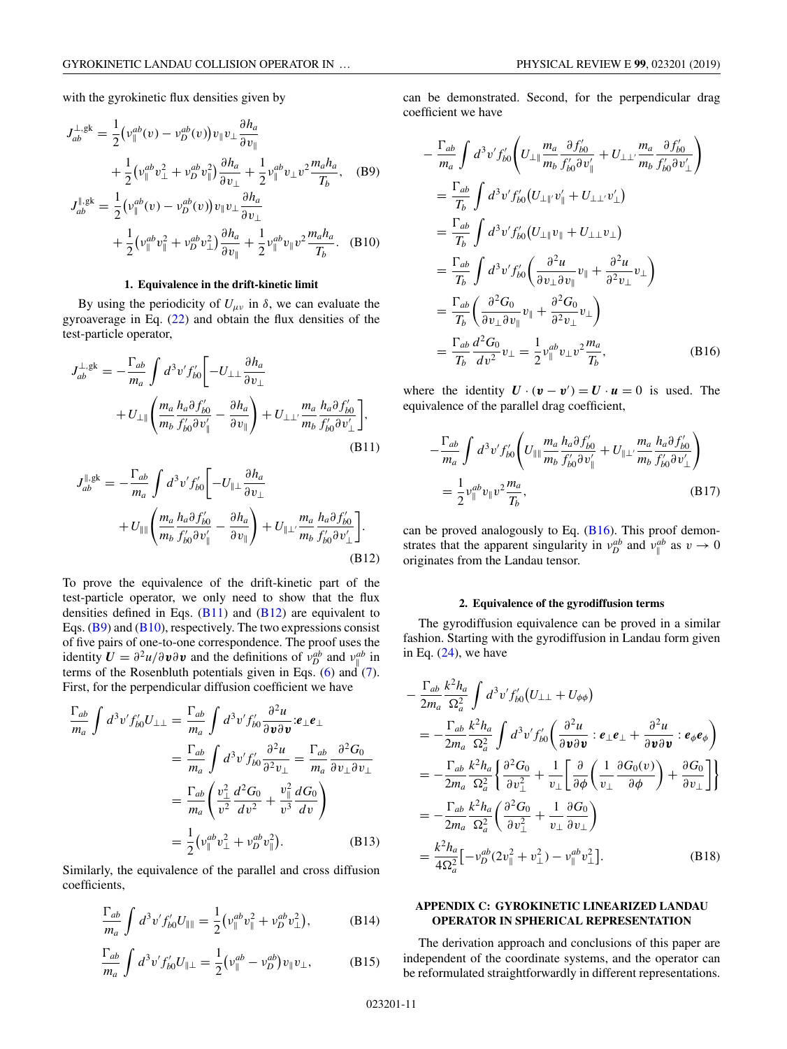with the gyrokinetic flux densities given by

$$
\begin{aligned}
J_{ab}^{\perp,\mathrm{gk}} &= \frac{1}{2}\big(\nu_\parallel^{ab}(v) - \nu_D^{ab}(v)\big)v_\parallel v_\perp \frac{\partial h_a}{\partial v_\parallel} \\
&\quad + \frac{1}{2}\big(\nu_\parallel^{ab} v_\perp^2 + \nu_D^{ab} v_\parallel^2\big)\frac{\partial h_a}{\partial v_\perp} + \frac{1}{2}\nu_\parallel^{ab} v_\perp v^2 \frac{m_a h_a}{T_b}, \quad \text{(B9)}\\
J_{ab}^{\parallel,\mathrm{gk}} &= \frac{1}{2}\big(\nu_\parallel^{ab}(v) - \nu_D^{ab}(v)\big)v_\parallel v_\perp \frac{\partial h_a}{\partial v_\perp} \\
&\quad + \frac{1}{2}\big(\nu_\parallel^{ab} v_\parallel^2 + \nu_D^{ab} v_\perp^2\big)\frac{\partial h_a}{\partial v_\parallel} + \frac{1}{2}\nu_\parallel^{ab} v_\parallel v^2 \frac{m_a h_a}{T_b}. \quad \text{(B10)}
\end{aligned}
$$

### 1. Equivalence in the drift-kinetic limit

By using the periodicity of $U_{\mu\nu}$ in $\delta$, we can evaluate the gyroaverage in Eq. (22) and obtain the flux densities of the test-particle operator,

$$
J_{ab}^{\perp,\mathrm{gk}} = -\frac{\Gamma_{ab}}{m_a}\int d^3v' f_{b0}'\bigg[-U_{\perp\perp}\frac{\partial h_a}{\partial v_\perp} + U_{\perp\parallel}\bigg(\frac{m_a}{m_b}\frac{h_a \partial f_{b0}'}{f_{b0}'\partial v_\parallel'} - \frac{\partial h_a}{\partial v_\parallel}\bigg) + U_{\perp\perp'}\frac{m_a}{m_b}\frac{h_a\partial f_{b0}'}{f_{b0}'\partial v_\perp'}\bigg], \quad \text{(B11)}
$$

$$
J_{ab}^{\parallel,\mathrm{gk}} = -\frac{\Gamma_{ab}}{m_a}\int d^3v' f_{b0}'\bigg[-U_{\parallel\perp}\frac{\partial h_a}{\partial v_\perp} + U_{\parallel\parallel}\bigg(\frac{m_a}{m_b}\frac{h_a \partial f_{b0}'}{f_{b0}'\partial v_\parallel'} - \frac{\partial h_a}{\partial v_\parallel}\bigg) + U_{\parallel\perp'}\frac{m_a}{m_b}\frac{h_a\partial f_{b0}'}{f_{b0}'\partial v_\perp'}\bigg]. \quad \text{(B12)}
$$

To prove the equivalence of the drift-kinetic part of the test-particle operator, we only need to show that the flux densities defined in Eqs. (B11) and (B12) are equivalent to Eqs. (B9) and (B10), respectively. The two expressions consist of five pairs of one-to-one correspondence. The proof uses the identity $\boldsymbol{U} = \partial^2 u/\partial\boldsymbol{v}\partial\boldsymbol{v}$ and the definitions of $\nu_D^{ab}$ and $\nu_\parallel^{ab}$ in terms of the Rosenbluth potentials given in Eqs. (6) and (7). First, for the perpendicular diffusion coefficient we have

$$
\begin{aligned}
\frac{\Gamma_{ab}}{m_a}\int d^3v' f_{b0}' U_{\perp\perp} &= \frac{\Gamma_{ab}}{m_a}\int d^3v' f_{b0}'\frac{\partial^2 u}{\partial\boldsymbol{v}\partial\boldsymbol{v}}:\boldsymbol{e}_\perp\boldsymbol{e}_\perp \\
&= \frac{\Gamma_{ab}}{m_a}\int d^3v' f_{b0}'\frac{\partial^2 u}{\partial^2 v_\perp} = \frac{\Gamma_{ab}}{m_a}\frac{\partial^2 G_0}{\partial v_\perp \partial v_\perp} \\
&= \frac{\Gamma_{ab}}{m_a}\bigg(\frac{v_\perp^2}{v^2}\frac{d^2G_0}{dv^2} + \frac{v_\parallel^2}{v^3}\frac{dG_0}{dv}\bigg) \\
&= \frac{1}{2}\big(\nu_\parallel^{ab}v_\perp^2 + \nu_D^{ab}v_\parallel^2\big). \quad \text{(B13)}
\end{aligned}
$$

Similarly, the equivalence of the parallel and cross diffusion coefficients,

$$
\frac{\Gamma_{ab}}{m_a}\int d^3v' f_{b0}' U_{\parallel\parallel} = \frac{1}{2}\big(\nu_\parallel^{ab}v_\parallel^2 + \nu_D^{ab}v_\perp^2\big), \quad \text{(B14)}
$$

$$
\frac{\Gamma_{ab}}{m_a}\int d^3v' f_{b0}' U_{\parallel\perp} = \frac{1}{2}\big(\nu_\parallel^{ab} - \nu_D^{ab}\big)v_\parallel v_\perp, \quad \text{(B15)}
$$

can be demonstrated. Second, for the perpendicular drag coefficient we have

$$
\begin{aligned}
&-\frac{\Gamma_{ab}}{m_a}\int d^3v' f_{b0}'\bigg(U_{\perp\parallel}\frac{m_a}{m_b}\frac{\partial f_{b0}'}{f_{b0}'\partial v_\parallel'} + U_{\perp\perp'}\frac{m_a}{m_b}\frac{\partial f_{b0}'}{f_{b0}'\partial v_\perp'}\bigg) \\
&= \frac{\Gamma_{ab}}{T_b}\int d^3v' f_{b0}'\big(U_{\perp\parallel'}v_\parallel' + U_{\perp\perp'}v_\perp'\big) \\
&= \frac{\Gamma_{ab}}{T_b}\int d^3v' f_{b0}'\big(U_{\perp\parallel}v_\parallel + U_{\perp\perp}v_\perp\big) \\
&= \frac{\Gamma_{ab}}{T_b}\int d^3v' f_{b0}'\bigg(\frac{\partial^2 u}{\partial v_\perp\partial v_\parallel}v_\parallel + \frac{\partial^2 u}{\partial^2 v_\perp}v_\perp\bigg) \\
&= \frac{\Gamma_{ab}}{T_b}\bigg(\frac{\partial^2 G_0}{\partial v_\perp\partial v_\parallel}v_\parallel + \frac{\partial^2 G_0}{\partial^2 v_\perp}v_\perp\bigg) \\
&= \frac{\Gamma_{ab}}{T_b}\frac{d^2G_0}{dv^2}v_\perp = \frac{1}{2}\nu_\parallel^{ab}v_\perp v^2\frac{m_a}{T_b}, \quad \text{(B16)}
\end{aligned}
$$

where the identity $\boldsymbol{U}\cdot(\boldsymbol{v}-\boldsymbol{v}') = \boldsymbol{U}\cdot\boldsymbol{u} = 0$ is used. The equivalence of the parallel drag coefficient,

$$
-\frac{\Gamma_{ab}}{m_a}\int d^3v' f_{b0}'\bigg(U_{\parallel\parallel}\frac{m_a}{m_b}\frac{h_a\partial f_{b0}'}{f_{b0}'\partial v_\parallel'} + U_{\parallel\perp'}\frac{m_a}{m_b}\frac{h_a\partial f_{b0}'}{f_{b0}'\partial v_\perp'}\bigg) = \frac{1}{2}\nu_\parallel^{ab}v_\parallel v^2\frac{m_a}{T_b}, \quad \text{(B17)}
$$

can be proved analogously to Eq. (B16). This proof demonstrates that the apparent singularity in $\nu_D^{ab}$ and $\nu_\parallel^{ab}$ as $v\to 0$ originates from the Landau tensor.

### 2. Equivalence of the gyrodiffusion terms

The gyrodiffusion equivalence can be proved in a similar fashion. Starting with the gyrodiffusion in Landau form given in Eq. (24), we have

$$
\begin{aligned}
&-\frac{\Gamma_{ab}}{2m_a}\frac{k^2h_a}{\Omega_a^2}\int d^3v' f_{b0}'\big(U_{\perp\perp} + U_{\phi\phi}\big) \\
&= -\frac{\Gamma_{ab}}{2m_a}\frac{k^2h_a}{\Omega_a^2}\int d^3v' f_{b0}'\bigg(\frac{\partial^2 u}{\partial\boldsymbol{v}\partial\boldsymbol{v}}:\boldsymbol{e}_\perp\boldsymbol{e}_\perp + \frac{\partial^2 u}{\partial\boldsymbol{v}\partial\boldsymbol{v}}:\boldsymbol{e}_\phi\boldsymbol{e}_\phi\bigg) \\
&= -\frac{\Gamma_{ab}}{2m_a}\frac{k^2h_a}{\Omega_a^2}\bigg\{\frac{\partial^2 G_0}{\partial v_\perp^2} + \frac{1}{v_\perp}\bigg[\frac{\partial}{\partial\phi}\bigg(\frac{1}{v_\perp}\frac{\partial G_0(v)}{\partial\phi}\bigg) + \frac{\partial G_0}{\partial v_\perp}\bigg]\bigg\} \\
&= -\frac{\Gamma_{ab}}{2m_a}\frac{k^2h_a}{\Omega_a^2}\bigg(\frac{\partial^2 G_0}{\partial v_\perp^2} + \frac{1}{v_\perp}\frac{\partial G_0}{\partial v_\perp}\bigg) \\
&= \frac{k^2h_a}{4\Omega_a^2}\big[-\nu_D^{ab}(2v_\parallel^2 + v_\perp^2) - \nu_\parallel^{ab}v_\perp^2\big]. \quad \text{(B18)}
\end{aligned}
$$

## APPENDIX C: GYROKINETIC LINEARIZED LANDAU OPERATOR IN SPHERICAL REPRESENTATION

The derivation approach and conclusions of this paper are independent of the coordinate systems, and the operator can be reformulated straightforwardly in different representations.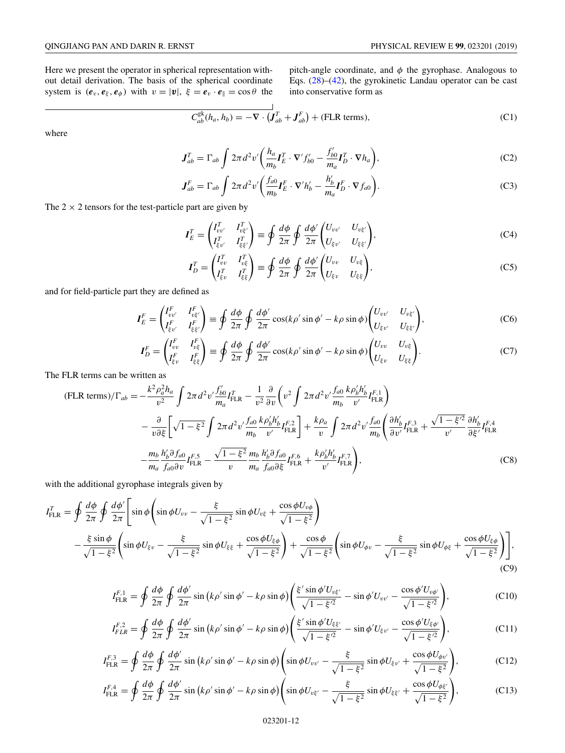Here we present the operator in spherical representation without detail derivation. The basis of the spherical coordinate system is $(\boldsymbol{e}_v, \boldsymbol{e}_\xi, \boldsymbol{e}_\phi)$ with $v = |\boldsymbol{v}|$, $\xi = \boldsymbol{e}_v \cdot \boldsymbol{e}_\parallel = \cos\theta$ the pitch-angle coordinate, and $\phi$ the gyrophase. Analogous to Eqs. (28)–(42), the gyrokinetic Landau operator can be cast into conservative form as

$$C_{ab}^{\mathrm{gk}}(h_a, h_b) = -\nabla \cdot \left(\boldsymbol{J}_{ab}^T + \boldsymbol{J}_{ab}^F\right) + (\text{FLR terms}), \tag{C1}$$

where

$$\boldsymbol{J}_{ab}^T = \Gamma_{ab} \int 2\pi d^2 v' \left( \frac{h_a}{m_b} \boldsymbol{I}_E^T \cdot \nabla' f_{b0}' - \frac{f_{b0}'}{m_a} \boldsymbol{I}_D^T \cdot \nabla h_a \right), \tag{C2}$$

$$\boldsymbol{J}_{ab}^F = \Gamma_{ab} \int 2\pi d^2 v' \left( \frac{f_{a0}}{m_b} \boldsymbol{I}_E^F \cdot \nabla' h_b' - \frac{h_b'}{m_a} \boldsymbol{I}_D^F \cdot \nabla f_{a0} \right). \tag{C3}$$

The $2 \times 2$ tensors for the test-particle part are given by

$$\boldsymbol{I}_E^T = \begin{pmatrix} I_{vv'}^T & I_{v\xi'}^T \\ I_{\xi v'}^T & I_{\xi\xi'}^T \end{pmatrix} \equiv \oint \frac{d\phi}{2\pi} \oint \frac{d\phi'}{2\pi} \begin{pmatrix} U_{vv'} & U_{v\xi'} \\ U_{\xi v'} & U_{\xi\xi'} \end{pmatrix}, \tag{C4}$$

$$\boldsymbol{I}_D^T = \begin{pmatrix} I_{vv}^T & I_{v\xi}^T \\ I_{\xi v}^T & I_{\xi\xi}^T \end{pmatrix} \equiv \oint \frac{d\phi}{2\pi} \oint \frac{d\phi'}{2\pi} \begin{pmatrix} U_{vv} & U_{v\xi} \\ U_{\xi v} & U_{\xi\xi} \end{pmatrix}, \tag{C5}$$

and for field-particle part they are defined as

$$\boldsymbol{I}_E^F = \begin{pmatrix} I_{vv'}^F & I_{v\xi'}^F \\ I_{\xi v'}^F & I_{\xi\xi'}^F \end{pmatrix} \equiv \oint \frac{d\phi}{2\pi} \oint \frac{d\phi'}{2\pi} \cos(k\rho' \sin\phi' - k\rho \sin\phi) \begin{pmatrix} U_{vv'} & U_{v\xi'} \\ U_{\xi v'} & U_{\xi\xi'} \end{pmatrix}, \tag{C6}$$

$$\boldsymbol{I}_D^F = \begin{pmatrix} I_{vv}^F & I_{v\xi}^F \\ I_{\xi v}^F & I_{\xi\xi}^F \end{pmatrix} \equiv \oint \frac{d\phi}{2\pi} \oint \frac{d\phi'}{2\pi} \cos(k\rho' \sin\phi' - k\rho \sin\phi) \begin{pmatrix} U_{vv} & U_{v\xi} \\ U_{\xi v} & U_{\xi\xi} \end{pmatrix}. \tag{C7}$$

The FLR terms can be written as

$$\begin{aligned}
(\text{FLR terms})/\Gamma_{ab} = &-\frac{k^2\rho_a^2 h_a}{v^2} \int 2\pi d^2 v' \frac{f_{b0}'}{m_a} I_{\mathrm{FLR}}^T - \frac{1}{v^2}\frac{\partial}{\partial v}\left( v^2 \int 2\pi d^2 v' \frac{f_{a0}}{m_b} \frac{k\rho_b' h_b'}{v'} I_{\mathrm{FLR}}^{F,1} \right) \\
&- \frac{\partial}{v\partial\xi}\left[ \sqrt{1-\xi^2} \int 2\pi d^2 v' \frac{f_{a0}}{m_b} \frac{k\rho_b' h_b'}{v'} I_{\mathrm{FLR}}^{F,2} \right] + \frac{k\rho_a}{v} \int 2\pi d^2 v' \frac{f_{a0}}{m_b} \left( \frac{\partial h_b'}{\partial v'} I_{\mathrm{FLR}}^{F,3} + \frac{\sqrt{1-\xi'^2}}{v'} \frac{\partial h_b'}{\partial \xi'} I_{\mathrm{FLR}}^{F,4} \right. \\
&\left. - \frac{m_b}{m_a} \frac{h_b' \partial f_{a0}}{f_{a0} \partial v} I_{\mathrm{FLR}}^{F,5} - \frac{\sqrt{1-\xi^2}}{v} \frac{m_b}{m_a} \frac{h_b' \partial f_{a0}}{f_{a0} \partial \xi} I_{\mathrm{FLR}}^{F,6} + \frac{k\rho_b' h_b'}{v'} I_{\mathrm{FLR}}^{F,7} \right),
\end{aligned} \tag{C8}$$

with the additional gyrophase integrals given by

$$\begin{aligned}
I_{\mathrm{FLR}}^T = \oint \frac{d\phi}{2\pi} \oint \frac{d\phi'}{2\pi} \Bigg[ &\sin\phi \left( \sin\phi U_{vv} - \frac{\xi}{\sqrt{1-\xi^2}} \sin\phi U_{v\xi} + \frac{\cos\phi U_{v\phi}}{\sqrt{1-\xi^2}} \right) \\
&- \frac{\xi \sin\phi}{\sqrt{1-\xi^2}} \left( \sin\phi U_{\xi v} - \frac{\xi}{\sqrt{1-\xi^2}} \sin\phi U_{\xi\xi} + \frac{\cos\phi U_{\xi\phi}}{\sqrt{1-\xi^2}} \right) + \frac{\cos\phi}{\sqrt{1-\xi^2}} \left( \sin\phi U_{\phi v} - \frac{\xi}{\sqrt{1-\xi^2}} \sin\phi U_{\phi\xi} + \frac{\cos\phi U_{\xi\phi}}{\sqrt{1-\xi^2}} \right) \Bigg],
\end{aligned} \tag{C9}$$

$$I_{\mathrm{FLR}}^{F,1} = \oint \frac{d\phi}{2\pi} \oint \frac{d\phi'}{2\pi} \sin\left(k\rho' \sin\phi' - k\rho \sin\phi\right) \left( \frac{\xi' \sin\phi' U_{v\xi'}}{\sqrt{1-\xi'^2}} - \sin\phi' U_{vv'} - \frac{\cos\phi' U_{v\phi'}}{\sqrt{1-\xi'^2}} \right), \tag{C10}$$

$$I_{FLR}^{F,2} = \oint \frac{d\phi}{2\pi} \oint \frac{d\phi'}{2\pi} \sin\left(k\rho' \sin\phi' - k\rho \sin\phi\right) \left( \frac{\xi' \sin\phi' U_{\xi\xi'}}{\sqrt{1-\xi'^2}} - \sin\phi' U_{\xi v'} - \frac{\cos\phi' U_{\xi\phi'}}{\sqrt{1-\xi'^2}} \right), \tag{C11}$$

$$I_{\mathrm{FLR}}^{F,3} = \oint \frac{d\phi}{2\pi} \oint \frac{d\phi'}{2\pi} \sin\left(k\rho' \sin\phi' - k\rho \sin\phi\right) \left( \sin\phi U_{vv'} - \frac{\xi}{\sqrt{1-\xi^2}} \sin\phi U_{\xi v'} + \frac{\cos\phi U_{\phi v'}}{\sqrt{1-\xi^2}} \right), \tag{C12}$$

$$I_{\mathrm{FLR}}^{F,4} = \oint \frac{d\phi}{2\pi} \oint \frac{d\phi'}{2\pi} \sin\left(k\rho' \sin\phi' - k\rho \sin\phi\right) \left( \sin\phi U_{v\xi'} - \frac{\xi}{\sqrt{1-\xi^2}} \sin\phi U_{\xi\xi'} + \frac{\cos\phi U_{\phi\xi'}}{\sqrt{1-\xi^2}} \right), \tag{C13}$$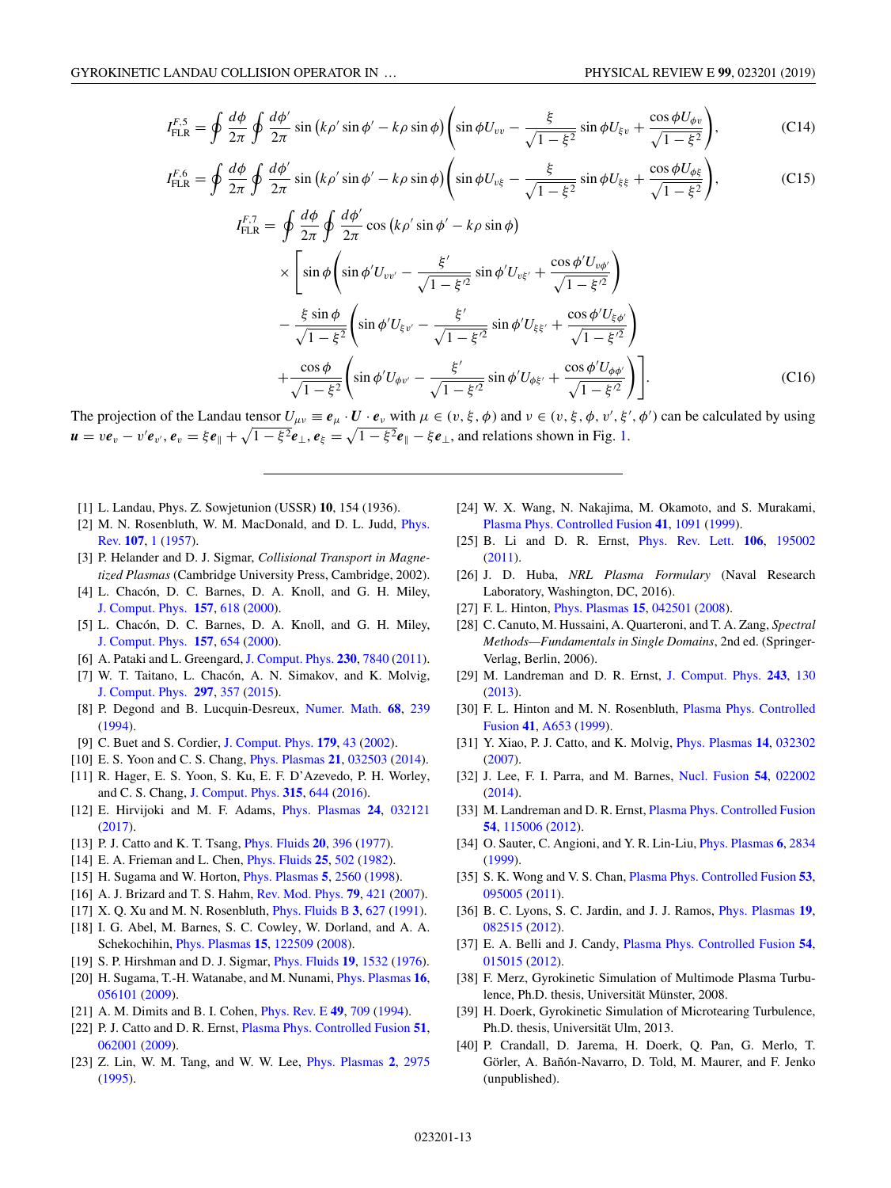$$I_{\rm FLR}^{F,5} = \oint \frac{d\phi}{2\pi} \oint \frac{d\phi'}{2\pi} \sin\left(k\rho' \sin\phi' - k\rho \sin\phi\right) \left( \sin\phi U_{vv} - \frac{\xi}{\sqrt{1-\xi^2}} \sin\phi U_{\xi v} + \frac{\cos\phi U_{\phi v}}{\sqrt{1-\xi^2}} \right), \tag{C14}$$

$$I_{\rm FLR}^{F,6} = \oint \frac{d\phi}{2\pi} \oint \frac{d\phi'}{2\pi} \sin\left(k\rho' \sin\phi' - k\rho \sin\phi\right) \left( \sin\phi U_{v\xi} - \frac{\xi}{\sqrt{1-\xi^2}} \sin\phi U_{\xi\xi} + \frac{\cos\phi U_{\phi\xi}}{\sqrt{1-\xi^2}} \right), \tag{C15}$$

$$\begin{aligned} I_{\rm FLR}^{F,7} = & \oint \frac{d\phi}{2\pi} \oint \frac{d\phi'}{2\pi} \cos\left(k\rho' \sin\phi' - k\rho \sin\phi\right) \\ & \times \left[ \sin\phi \left( \sin\phi' U_{vv'} - \frac{\xi'}{\sqrt{1-\xi'^2}} \sin\phi' U_{v\xi'} + \frac{\cos\phi' U_{v\phi'}}{\sqrt{1-\xi'^2}} \right) \right. \\ & - \frac{\xi \sin\phi}{\sqrt{1-\xi^2}} \left( \sin\phi' U_{\xi v'} - \frac{\xi'}{\sqrt{1-\xi'^2}} \sin\phi' U_{\xi\xi'} + \frac{\cos\phi' U_{\xi\phi'}}{\sqrt{1-\xi'^2}} \right) \\ & \left. + \frac{\cos\phi}{\sqrt{1-\xi^2}} \left( \sin\phi' U_{\phi v'} - \frac{\xi'}{\sqrt{1-\xi'^2}} \sin\phi' U_{\phi\xi'} + \frac{\cos\phi' U_{\phi\phi'}}{\sqrt{1-\xi'^2}} \right) \right]. \end{aligned} \tag{C16}$$

The projection of the Landau tensor $U_{\mu\nu} \equiv \boldsymbol{e}_\mu \cdot \boldsymbol{U} \cdot \boldsymbol{e}_\nu$ with $\mu \in (v, \xi, \phi)$ and $\nu \in (v, \xi, \phi, v', \xi', \phi')$ can be calculated by using $\boldsymbol{u} = v\boldsymbol{e}_v - v'\boldsymbol{e}_{v'}$, $\boldsymbol{e}_v = \xi\boldsymbol{e}_\parallel + \sqrt{1-\xi^2}\boldsymbol{e}_\perp$, $\boldsymbol{e}_\xi = \sqrt{1-\xi^2}\boldsymbol{e}_\parallel - \xi\boldsymbol{e}_\perp$, and relations shown in Fig. 1.

---

[1] L. Landau, Phys. Z. Sowjetunion (USSR) **10**, 154 (1936).

[2] M. N. Rosenbluth, W. M. MacDonald, and D. L. Judd, Phys. Rev. **107**, 1 (1957).

[3] P. Helander and D. J. Sigmar, *Collisional Transport in Magnetized Plasmas* (Cambridge University Press, Cambridge, 2002).

[4] L. Chacón, D. C. Barnes, D. A. Knoll, and G. H. Miley, J. Comput. Phys. **157**, 618 (2000).

[5] L. Chacón, D. C. Barnes, D. A. Knoll, and G. H. Miley, J. Comput. Phys. **157**, 654 (2000).

[6] A. Pataki and L. Greengard, J. Comput. Phys. **230**, 7840 (2011).

[7] W. T. Taitano, L. Chacón, A. N. Simakov, and K. Molvig, J. Comput. Phys. **297**, 357 (2015).

[8] P. Degond and B. Lucquin-Desreux, Numer. Math. **68**, 239 (1994).

[9] C. Buet and S. Cordier, J. Comput. Phys. **179**, 43 (2002).

[10] E. S. Yoon and C. S. Chang, Phys. Plasmas **21**, 032503 (2014).

[11] R. Hager, E. S. Yoon, S. Ku, E. F. D'Azevedo, P. H. Worley, and C. S. Chang, J. Comput. Phys. **315**, 644 (2016).

[12] E. Hirvijoki and M. F. Adams, Phys. Plasmas **24**, 032121 (2017).

[13] P. J. Catto and K. T. Tsang, Phys. Fluids **20**, 396 (1977).

[14] E. A. Frieman and L. Chen, Phys. Fluids **25**, 502 (1982).

[15] H. Sugama and W. Horton, Phys. Plasmas **5**, 2560 (1998).

[16] A. J. Brizard and T. S. Hahm, Rev. Mod. Phys. **79**, 421 (2007).

[17] X. Q. Xu and M. N. Rosenbluth, Phys. Fluids B **3**, 627 (1991).

[18] I. G. Abel, M. Barnes, S. C. Cowley, W. Dorland, and A. A. Schekochihin, Phys. Plasmas **15**, 122509 (2008).

[19] S. P. Hirshman and D. J. Sigmar, Phys. Fluids **19**, 1532 (1976).

[20] H. Sugama, T.-H. Watanabe, and M. Nunami, Phys. Plasmas **16**, 056101 (2009).

[21] A. M. Dimits and B. I. Cohen, Phys. Rev. E **49**, 709 (1994).

[22] P. J. Catto and D. R. Ernst, Plasma Phys. Controlled Fusion **51**, 062001 (2009).

[23] Z. Lin, W. M. Tang, and W. W. Lee, Phys. Plasmas **2**, 2975 (1995).

[24] W. X. Wang, N. Nakajima, M. Okamoto, and S. Murakami, Plasma Phys. Controlled Fusion **41**, 1091 (1999).

[25] B. Li and D. R. Ernst, Phys. Rev. Lett. **106**, 195002 (2011).

[26] J. D. Huba, *NRL Plasma Formulary* (Naval Research Laboratory, Washington, DC, 2016).

[27] F. L. Hinton, Phys. Plasmas **15**, 042501 (2008).

[28] C. Canuto, M. Hussaini, A. Quarteroni, and T. A. Zang, *Spectral Methods—Fundamentals in Single Domains*, 2nd ed. (Springer-Verlag, Berlin, 2006).

[29] M. Landreman and D. R. Ernst, J. Comput. Phys. **243**, 130 (2013).

[30] F. L. Hinton and M. N. Rosenbluth, Plasma Phys. Controlled Fusion **41**, A653 (1999).

[31] Y. Xiao, P. J. Catto, and K. Molvig, Phys. Plasmas **14**, 032302 (2007).

[32] J. Lee, F. I. Parra, and M. Barnes, Nucl. Fusion **54**, 022002 (2014).

[33] M. Landreman and D. R. Ernst, Plasma Phys. Controlled Fusion **54**, 115006 (2012).

[34] O. Sauter, C. Angioni, and Y. R. Lin-Liu, Phys. Plasmas **6**, 2834 (1999).

[35] S. K. Wong and V. S. Chan, Plasma Phys. Controlled Fusion **53**, 095005 (2011).

[36] B. C. Lyons, S. C. Jardin, and J. J. Ramos, Phys. Plasmas **19**, 082515 (2012).

[37] E. A. Belli and J. Candy, Plasma Phys. Controlled Fusion **54**, 015015 (2012).

[38] F. Merz, Gyrokinetic Simulation of Multimode Plasma Turbulence, Ph.D. thesis, Universität Münster, 2008.

[39] H. Doerk, Gyrokinetic Simulation of Microtearing Turbulence, Ph.D. thesis, Universität Ulm, 2013.

[40] P. Crandall, D. Jarema, H. Doerk, Q. Pan, G. Merlo, T. Görler, A. Bañón-Navarro, D. Told, M. Maurer, and F. Jenko (unpublished).